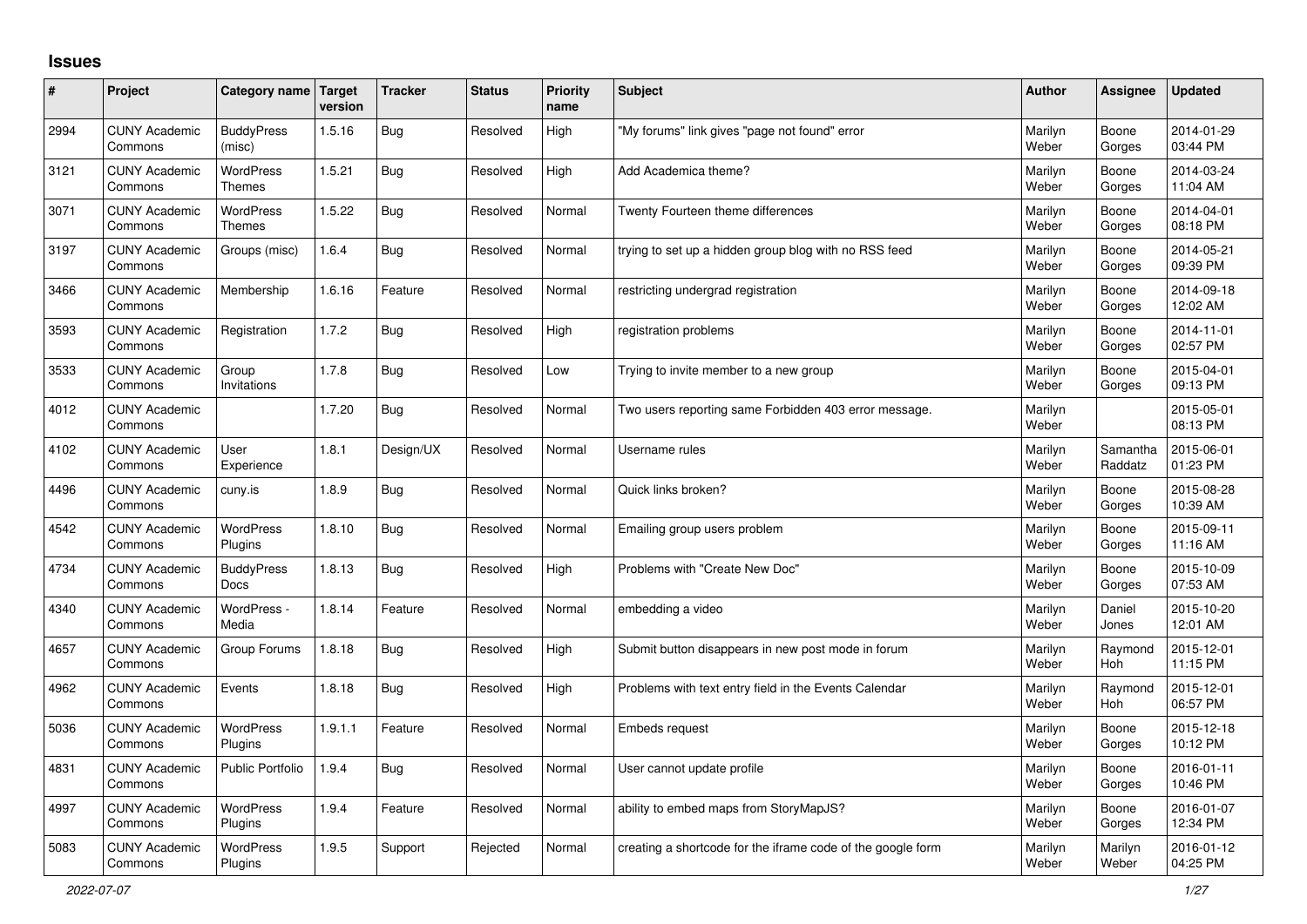# Issues

| # | Project | Category name | Target version | Tracker | Status | Priority name | Subject | Author | Assignee | Updated |
|---|---|---|---|---|---|---|---|---|---|---|
| 2994 | CUNY Academic Commons | BuddyPress (misc) | 1.5.16 | Bug | Resolved | High | "My forums" link gives "page not found" error | Marilyn Weber | Boone Gorges | 2014-01-29 03:44 PM |
| 3121 | CUNY Academic Commons | WordPress Themes | 1.5.21 | Bug | Resolved | High | Add Academica theme? | Marilyn Weber | Boone Gorges | 2014-03-24 11:04 AM |
| 3071 | CUNY Academic Commons | WordPress Themes | 1.5.22 | Bug | Resolved | Normal | Twenty Fourteen theme differences | Marilyn Weber | Boone Gorges | 2014-04-01 08:18 PM |
| 3197 | CUNY Academic Commons | Groups (misc) | 1.6.4 | Bug | Resolved | Normal | trying to set up a hidden group blog with no RSS feed | Marilyn Weber | Boone Gorges | 2014-05-21 09:39 PM |
| 3466 | CUNY Academic Commons | Membership | 1.6.16 | Feature | Resolved | Normal | restricting undergrad registration | Marilyn Weber | Boone Gorges | 2014-09-18 12:02 AM |
| 3593 | CUNY Academic Commons | Registration | 1.7.2 | Bug | Resolved | High | registration problems | Marilyn Weber | Boone Gorges | 2014-11-01 02:57 PM |
| 3533 | CUNY Academic Commons | Group Invitations | 1.7.8 | Bug | Resolved | Low | Trying to invite member to a new group | Marilyn Weber | Boone Gorges | 2015-04-01 09:13 PM |
| 4012 | CUNY Academic Commons | | 1.7.20 | Bug | Resolved | Normal | Two users reporting same Forbidden 403 error message. | Marilyn Weber | | 2015-05-01 08:13 PM |
| 4102 | CUNY Academic Commons | User Experience | 1.8.1 | Design/UX | Resolved | Normal | Username rules | Marilyn Weber | Samantha Raddatz | 2015-06-01 01:23 PM |
| 4496 | CUNY Academic Commons | cuny.is | 1.8.9 | Bug | Resolved | Normal | Quick links broken? | Marilyn Weber | Boone Gorges | 2015-08-28 10:39 AM |
| 4542 | CUNY Academic Commons | WordPress Plugins | 1.8.10 | Bug | Resolved | Normal | Emailing group users problem | Marilyn Weber | Boone Gorges | 2015-09-11 11:16 AM |
| 4734 | CUNY Academic Commons | BuddyPress Docs | 1.8.13 | Bug | Resolved | High | Problems with "Create New Doc" | Marilyn Weber | Boone Gorges | 2015-10-09 07:53 AM |
| 4340 | CUNY Academic Commons | WordPress - Media | 1.8.14 | Feature | Resolved | Normal | embedding a video | Marilyn Weber | Daniel Jones | 2015-10-20 12:01 AM |
| 4657 | CUNY Academic Commons | Group Forums | 1.8.18 | Bug | Resolved | High | Submit button disappears in new post mode in forum | Marilyn Weber | Raymond Hoh | 2015-12-01 11:15 PM |
| 4962 | CUNY Academic Commons | Events | 1.8.18 | Bug | Resolved | High | Problems with text entry field in the Events Calendar | Marilyn Weber | Raymond Hoh | 2015-12-01 06:57 PM |
| 5036 | CUNY Academic Commons | WordPress Plugins | 1.9.1.1 | Feature | Resolved | Normal | Embeds request | Marilyn Weber | Boone Gorges | 2015-12-18 10:12 PM |
| 4831 | CUNY Academic Commons | Public Portfolio | 1.9.4 | Bug | Resolved | Normal | User cannot update profile | Marilyn Weber | Boone Gorges | 2016-01-11 10:46 PM |
| 4997 | CUNY Academic Commons | WordPress Plugins | 1.9.4 | Feature | Resolved | Normal | ability to embed maps from StoryMapJS? | Marilyn Weber | Boone Gorges | 2016-01-07 12:34 PM |
| 5083 | CUNY Academic Commons | WordPress Plugins | 1.9.5 | Support | Rejected | Normal | creating a shortcode for the iframe code of the google form | Marilyn Weber | Marilyn Weber | 2016-01-12 04:25 PM |

2022-07-07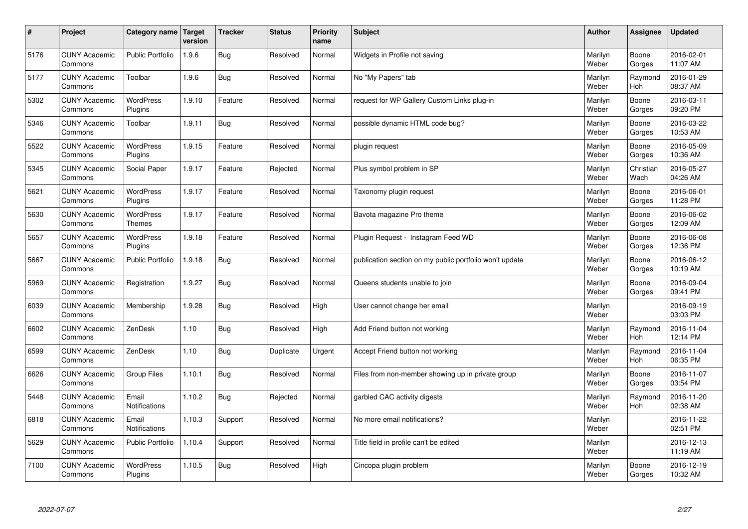| # | Project | Category name | Target version | Tracker | Status | Priority name | Subject | Author | Assignee | Updated |
|---|---|---|---|---|---|---|---|---|---|---|
| 5176 | CUNY Academic Commons | Public Portfolio | 1.9.6 | Bug | Resolved | Normal | Widgets in Profile not saving | Marilyn Weber | Boone Gorges | 2016-02-01 11:07 AM |
| 5177 | CUNY Academic Commons | Toolbar | 1.9.6 | Bug | Resolved | Normal | No "My Papers" tab | Marilyn Weber | Raymond Hoh | 2016-01-29 08:37 AM |
| 5302 | CUNY Academic Commons | WordPress Plugins | 1.9.10 | Feature | Resolved | Normal | request for WP Gallery Custom Links plug-in | Marilyn Weber | Boone Gorges | 2016-03-11 09:20 PM |
| 5346 | CUNY Academic Commons | Toolbar | 1.9.11 | Bug | Resolved | Normal | possible dynamic HTML code bug? | Marilyn Weber | Boone Gorges | 2016-03-22 10:53 AM |
| 5522 | CUNY Academic Commons | WordPress Plugins | 1.9.15 | Feature | Resolved | Normal | plugin request | Marilyn Weber | Boone Gorges | 2016-05-09 10:36 AM |
| 5345 | CUNY Academic Commons | Social Paper | 1.9.17 | Feature | Rejected | Normal | Plus symbol problem in SP | Marilyn Weber | Christian Wach | 2016-05-27 04:26 AM |
| 5621 | CUNY Academic Commons | WordPress Plugins | 1.9.17 | Feature | Resolved | Normal | Taxonomy plugin request | Marilyn Weber | Boone Gorges | 2016-06-01 11:28 PM |
| 5630 | CUNY Academic Commons | WordPress Themes | 1.9.17 | Feature | Resolved | Normal | Bavota magazine Pro theme | Marilyn Weber | Boone Gorges | 2016-06-02 12:09 AM |
| 5657 | CUNY Academic Commons | WordPress Plugins | 1.9.18 | Feature | Resolved | Normal | Plugin Request - Instagram Feed WD | Marilyn Weber | Boone Gorges | 2016-06-08 12:36 PM |
| 5667 | CUNY Academic Commons | Public Portfolio | 1.9.18 | Bug | Resolved | Normal | publication section on my public portfolio won't update | Marilyn Weber | Boone Gorges | 2016-06-12 10:19 AM |
| 5969 | CUNY Academic Commons | Registration | 1.9.27 | Bug | Resolved | Normal | Queens students unable to join | Marilyn Weber | Boone Gorges | 2016-09-04 09:41 PM |
| 6039 | CUNY Academic Commons | Membership | 1.9.28 | Bug | Resolved | High | User cannot change her email | Marilyn Weber | | 2016-09-19 03:03 PM |
| 6602 | CUNY Academic Commons | ZenDesk | 1.10 | Bug | Resolved | High | Add Friend button not working | Marilyn Weber | Raymond Hoh | 2016-11-04 12:14 PM |
| 6599 | CUNY Academic Commons | ZenDesk | 1.10 | Bug | Duplicate | Urgent | Accept Friend button not working | Marilyn Weber | Raymond Hoh | 2016-11-04 06:35 PM |
| 6626 | CUNY Academic Commons | Group Files | 1.10.1 | Bug | Resolved | Normal | Files from non-member showing up in private group | Marilyn Weber | Boone Gorges | 2016-11-07 03:54 PM |
| 5448 | CUNY Academic Commons | Email Notifications | 1.10.2 | Bug | Rejected | Normal | garbled CAC activity digests | Marilyn Weber | Raymond Hoh | 2016-11-20 02:38 AM |
| 6818 | CUNY Academic Commons | Email Notifications | 1.10.3 | Support | Resolved | Normal | No more email notifications? | Marilyn Weber | | 2016-11-22 02:51 PM |
| 5629 | CUNY Academic Commons | Public Portfolio | 1.10.4 | Support | Resolved | Normal | Title field in profile can't be edited | Marilyn Weber | | 2016-12-13 11:19 AM |
| 7100 | CUNY Academic Commons | WordPress Plugins | 1.10.5 | Bug | Resolved | High | Cincopa plugin problem | Marilyn Weber | Boone Gorges | 2016-12-19 10:32 AM |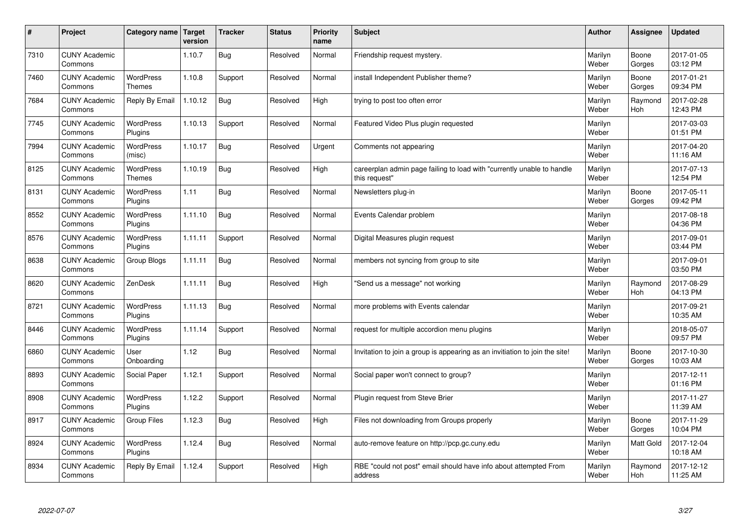| # | Project | Category name | Target version | Tracker | Status | Priority name | Subject | Author | Assignee | Updated |
|---|---|---|---|---|---|---|---|---|---|---|
| 7310 | CUNY Academic Commons | | 1.10.7 | Bug | Resolved | Normal | Friendship request mystery. | Marilyn Weber | Boone Gorges | 2017-01-05 03:12 PM |
| 7460 | CUNY Academic Commons | WordPress Themes | 1.10.8 | Support | Resolved | Normal | install Independent Publisher theme? | Marilyn Weber | Boone Gorges | 2017-01-21 09:34 PM |
| 7684 | CUNY Academic Commons | Reply By Email | 1.10.12 | Bug | Resolved | High | trying to post too often error | Marilyn Weber | Raymond Hoh | 2017-02-28 12:43 PM |
| 7745 | CUNY Academic Commons | WordPress Plugins | 1.10.13 | Support | Resolved | Normal | Featured Video Plus plugin requested | Marilyn Weber | | 2017-03-03 01:51 PM |
| 7994 | CUNY Academic Commons | WordPress (misc) | 1.10.17 | Bug | Resolved | Urgent | Comments not appearing | Marilyn Weber | | 2017-04-20 11:16 AM |
| 8125 | CUNY Academic Commons | WordPress Themes | 1.10.19 | Bug | Resolved | High | careerplan admin page failing to load with "currently unable to handle this request" | Marilyn Weber | | 2017-07-13 12:54 PM |
| 8131 | CUNY Academic Commons | WordPress Plugins | 1.11 | Bug | Resolved | Normal | Newsletters plug-in | Marilyn Weber | Boone Gorges | 2017-05-11 09:42 PM |
| 8552 | CUNY Academic Commons | WordPress Plugins | 1.11.10 | Bug | Resolved | Normal | Events Calendar problem | Marilyn Weber | | 2017-08-18 04:36 PM |
| 8576 | CUNY Academic Commons | WordPress Plugins | 1.11.11 | Support | Resolved | Normal | Digital Measures plugin request | Marilyn Weber | | 2017-09-01 03:44 PM |
| 8638 | CUNY Academic Commons | Group Blogs | 1.11.11 | Bug | Resolved | Normal | members not syncing from group to site | Marilyn Weber | | 2017-09-01 03:50 PM |
| 8620 | CUNY Academic Commons | ZenDesk | 1.11.11 | Bug | Resolved | High | "Send us a message" not working | Marilyn Weber | Raymond Hoh | 2017-08-29 04:13 PM |
| 8721 | CUNY Academic Commons | WordPress Plugins | 1.11.13 | Bug | Resolved | Normal | more problems with Events calendar | Marilyn Weber | | 2017-09-21 10:35 AM |
| 8446 | CUNY Academic Commons | WordPress Plugins | 1.11.14 | Support | Resolved | Normal | request for multiple accordion menu plugins | Marilyn Weber | | 2018-05-07 09:57 PM |
| 6860 | CUNY Academic Commons | User Onboarding | 1.12 | Bug | Resolved | Normal | Invitation to join a group is appearing as an invitiation to join the site! | Marilyn Weber | Boone Gorges | 2017-10-30 10:03 AM |
| 8893 | CUNY Academic Commons | Social Paper | 1.12.1 | Support | Resolved | Normal | Social paper won't connect to group? | Marilyn Weber | | 2017-12-11 01:16 PM |
| 8908 | CUNY Academic Commons | WordPress Plugins | 1.12.2 | Support | Resolved | Normal | Plugin request from Steve Brier | Marilyn Weber | | 2017-11-27 11:39 AM |
| 8917 | CUNY Academic Commons | Group Files | 1.12.3 | Bug | Resolved | High | Files not downloading from Groups properly | Marilyn Weber | Boone Gorges | 2017-11-29 10:04 PM |
| 8924 | CUNY Academic Commons | WordPress Plugins | 1.12.4 | Bug | Resolved | Normal | auto-remove feature on http://pcp.gc.cuny.edu | Marilyn Weber | Matt Gold | 2017-12-04 10:18 AM |
| 8934 | CUNY Academic Commons | Reply By Email | 1.12.4 | Support | Resolved | High | RBE "could not post" email should have info about attempted From address | Marilyn Weber | Raymond Hoh | 2017-12-12 11:25 AM |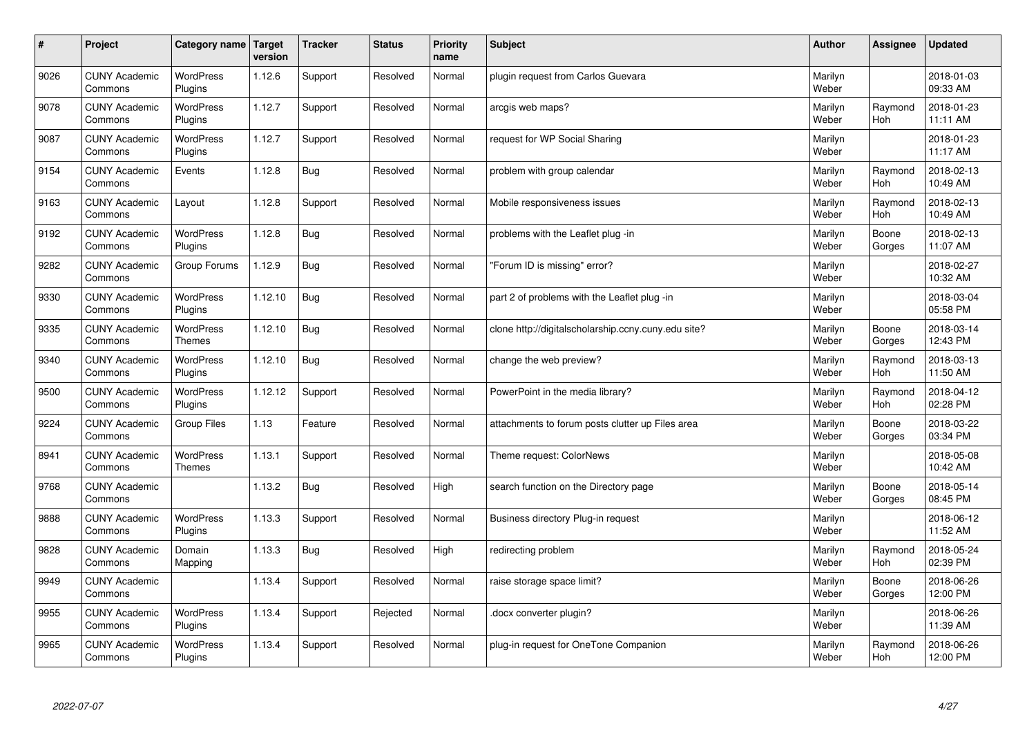| # | Project | Category name | Target version | Tracker | Status | Priority name | Subject | Author | Assignee | Updated |
|---|---|---|---|---|---|---|---|---|---|---|
| 9026 | CUNY Academic Commons | WordPress Plugins | 1.12.6 | Support | Resolved | Normal | plugin request from Carlos Guevara | Marilyn Weber | | 2018-01-03 09:33 AM |
| 9078 | CUNY Academic Commons | WordPress Plugins | 1.12.7 | Support | Resolved | Normal | arcgis web maps? | Marilyn Weber | Raymond Hoh | 2018-01-23 11:11 AM |
| 9087 | CUNY Academic Commons | WordPress Plugins | 1.12.7 | Support | Resolved | Normal | request for WP Social Sharing | Marilyn Weber | | 2018-01-23 11:17 AM |
| 9154 | CUNY Academic Commons | Events | 1.12.8 | Bug | Resolved | Normal | problem with group calendar | Marilyn Weber | Raymond Hoh | 2018-02-13 10:49 AM |
| 9163 | CUNY Academic Commons | Layout | 1.12.8 | Support | Resolved | Normal | Mobile responsiveness issues | Marilyn Weber | Raymond Hoh | 2018-02-13 10:49 AM |
| 9192 | CUNY Academic Commons | WordPress Plugins | 1.12.8 | Bug | Resolved | Normal | problems with the Leaflet plug -in | Marilyn Weber | Boone Gorges | 2018-02-13 11:07 AM |
| 9282 | CUNY Academic Commons | Group Forums | 1.12.9 | Bug | Resolved | Normal | "Forum ID is missing" error? | Marilyn Weber | | 2018-02-27 10:32 AM |
| 9330 | CUNY Academic Commons | WordPress Plugins | 1.12.10 | Bug | Resolved | Normal | part 2 of problems with the Leaflet plug -in | Marilyn Weber | | 2018-03-04 05:58 PM |
| 9335 | CUNY Academic Commons | WordPress Themes | 1.12.10 | Bug | Resolved | Normal | clone http://digitalscholarship.ccny.cuny.edu site? | Marilyn Weber | Boone Gorges | 2018-03-14 12:43 PM |
| 9340 | CUNY Academic Commons | WordPress Plugins | 1.12.10 | Bug | Resolved | Normal | change the web preview? | Marilyn Weber | Raymond Hoh | 2018-03-13 11:50 AM |
| 9500 | CUNY Academic Commons | WordPress Plugins | 1.12.12 | Support | Resolved | Normal | PowerPoint in the media library? | Marilyn Weber | Raymond Hoh | 2018-04-12 02:28 PM |
| 9224 | CUNY Academic Commons | Group Files | 1.13 | Feature | Resolved | Normal | attachments to forum posts clutter up Files area | Marilyn Weber | Boone Gorges | 2018-03-22 03:34 PM |
| 8941 | CUNY Academic Commons | WordPress Themes | 1.13.1 | Support | Resolved | Normal | Theme request: ColorNews | Marilyn Weber | | 2018-05-08 10:42 AM |
| 9768 | CUNY Academic Commons | | 1.13.2 | Bug | Resolved | High | search function on the Directory page | Marilyn Weber | Boone Gorges | 2018-05-14 08:45 PM |
| 9888 | CUNY Academic Commons | WordPress Plugins | 1.13.3 | Support | Resolved | Normal | Business directory Plug-in request | Marilyn Weber | | 2018-06-12 11:52 AM |
| 9828 | CUNY Academic Commons | Domain Mapping | 1.13.3 | Bug | Resolved | High | redirecting problem | Marilyn Weber | Raymond Hoh | 2018-05-24 02:39 PM |
| 9949 | CUNY Academic Commons | | 1.13.4 | Support | Resolved | Normal | raise storage space limit? | Marilyn Weber | Boone Gorges | 2018-06-26 12:00 PM |
| 9955 | CUNY Academic Commons | WordPress Plugins | 1.13.4 | Support | Rejected | Normal | .docx converter plugin? | Marilyn Weber | | 2018-06-26 11:39 AM |
| 9965 | CUNY Academic Commons | WordPress Plugins | 1.13.4 | Support | Resolved | Normal | plug-in request for OneTone Companion | Marilyn Weber | Raymond Hoh | 2018-06-26 12:00 PM |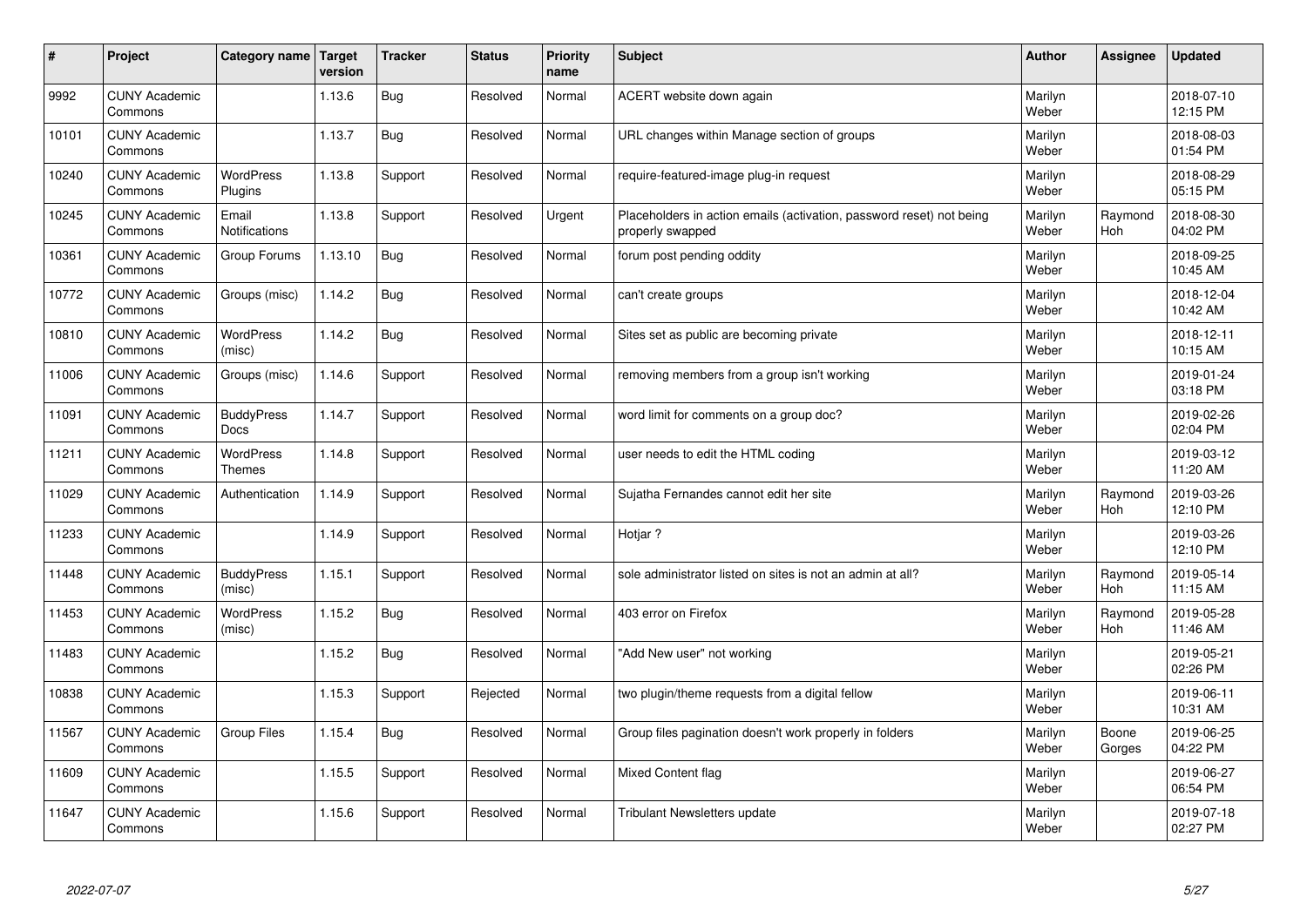| # | Project | Category name | Target version | Tracker | Status | Priority name | Subject | Author | Assignee | Updated |
|---|---|---|---|---|---|---|---|---|---|---|
| 9992 | CUNY Academic Commons | | 1.13.6 | Bug | Resolved | Normal | ACERT website down again | Marilyn Weber | | 2018-07-10 12:15 PM |
| 10101 | CUNY Academic Commons | | 1.13.7 | Bug | Resolved | Normal | URL changes within Manage section of groups | Marilyn Weber | | 2018-08-03 01:54 PM |
| 10240 | CUNY Academic Commons | WordPress Plugins | 1.13.8 | Support | Resolved | Normal | require-featured-image plug-in request | Marilyn Weber | | 2018-08-29 05:15 PM |
| 10245 | CUNY Academic Commons | Email Notifications | 1.13.8 | Support | Resolved | Urgent | Placeholders in action emails (activation, password reset) not being properly swapped | Marilyn Weber | Raymond Hoh | 2018-08-30 04:02 PM |
| 10361 | CUNY Academic Commons | Group Forums | 1.13.10 | Bug | Resolved | Normal | forum post pending oddity | Marilyn Weber | | 2018-09-25 10:45 AM |
| 10772 | CUNY Academic Commons | Groups (misc) | 1.14.2 | Bug | Resolved | Normal | can't create groups | Marilyn Weber | | 2018-12-04 10:42 AM |
| 10810 | CUNY Academic Commons | WordPress (misc) | 1.14.2 | Bug | Resolved | Normal | Sites set as public are becoming private | Marilyn Weber | | 2018-12-11 10:15 AM |
| 11006 | CUNY Academic Commons | Groups (misc) | 1.14.6 | Support | Resolved | Normal | removing members from a group isn't working | Marilyn Weber | | 2019-01-24 03:18 PM |
| 11091 | CUNY Academic Commons | BuddyPress Docs | 1.14.7 | Support | Resolved | Normal | word limit for comments on a group doc? | Marilyn Weber | | 2019-02-26 02:04 PM |
| 11211 | CUNY Academic Commons | WordPress Themes | 1.14.8 | Support | Resolved | Normal | user needs to edit the HTML coding | Marilyn Weber | | 2019-03-12 11:20 AM |
| 11029 | CUNY Academic Commons | Authentication | 1.14.9 | Support | Resolved | Normal | Sujatha Fernandes cannot edit her site | Marilyn Weber | Raymond Hoh | 2019-03-26 12:10 PM |
| 11233 | CUNY Academic Commons | | 1.14.9 | Support | Resolved | Normal | Hotjar ? | Marilyn Weber | | 2019-03-26 12:10 PM |
| 11448 | CUNY Academic Commons | BuddyPress (misc) | 1.15.1 | Support | Resolved | Normal | sole administrator listed on sites is not an admin at all? | Marilyn Weber | Raymond Hoh | 2019-05-14 11:15 AM |
| 11453 | CUNY Academic Commons | WordPress (misc) | 1.15.2 | Bug | Resolved | Normal | 403 error on Firefox | Marilyn Weber | Raymond Hoh | 2019-05-28 11:46 AM |
| 11483 | CUNY Academic Commons | | 1.15.2 | Bug | Resolved | Normal | "Add New user" not working | Marilyn Weber | | 2019-05-21 02:26 PM |
| 10838 | CUNY Academic Commons | | 1.15.3 | Support | Rejected | Normal | two plugin/theme requests from a digital fellow | Marilyn Weber | | 2019-06-11 10:31 AM |
| 11567 | CUNY Academic Commons | Group Files | 1.15.4 | Bug | Resolved | Normal | Group files pagination doesn't work properly in folders | Marilyn Weber | Boone Gorges | 2019-06-25 04:22 PM |
| 11609 | CUNY Academic Commons | | 1.15.5 | Support | Resolved | Normal | Mixed Content flag | Marilyn Weber | | 2019-06-27 06:54 PM |
| 11647 | CUNY Academic Commons | | 1.15.6 | Support | Resolved | Normal | Tribulant Newsletters update | Marilyn Weber | | 2019-07-18 02:27 PM |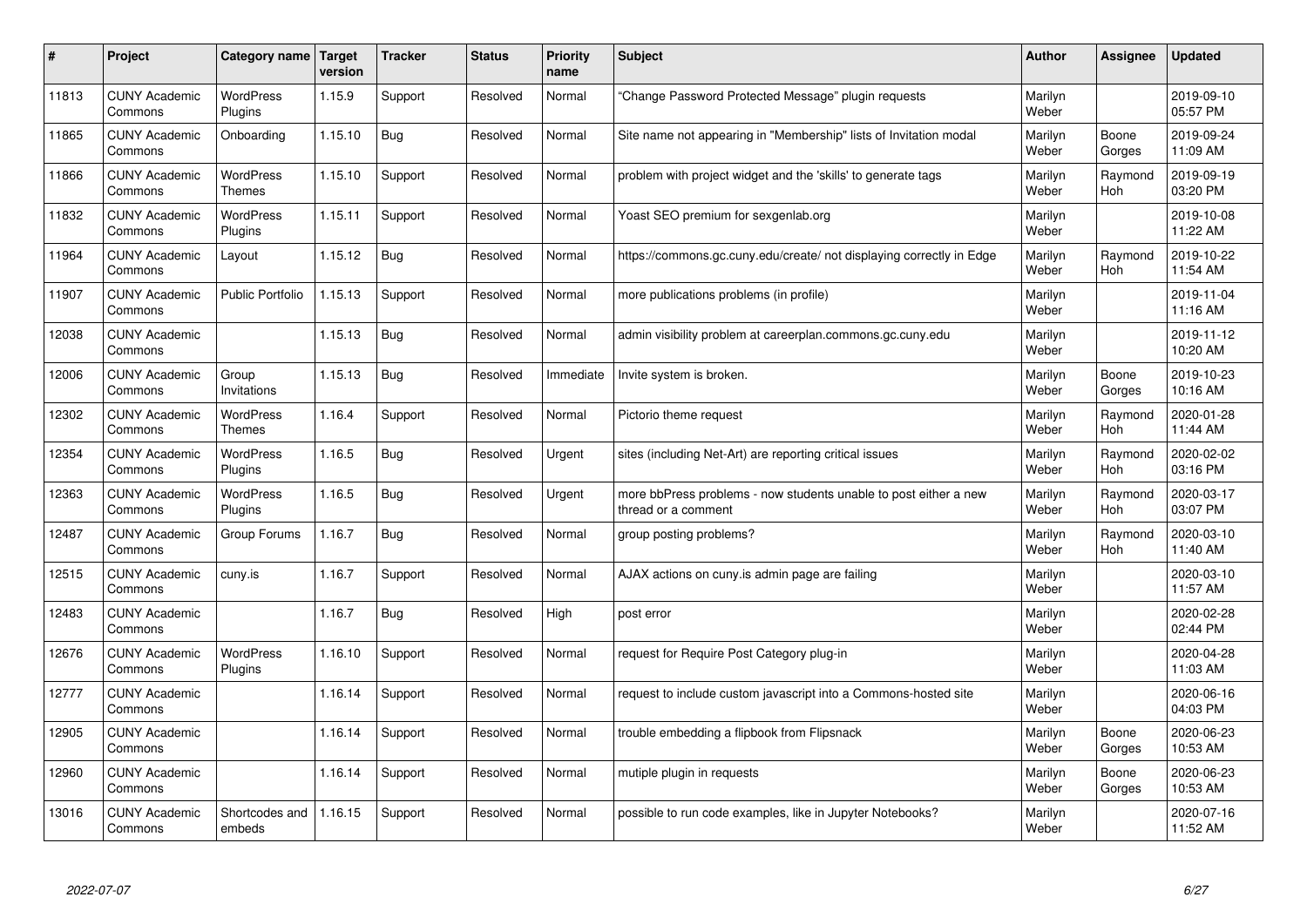| # | Project | Category name | Target version | Tracker | Status | Priority name | Subject | Author | Assignee | Updated |
|---|---|---|---|---|---|---|---|---|---|---|
| 11813 | CUNY Academic Commons | WordPress Plugins | 1.15.9 | Support | Resolved | Normal | "Change Password Protected Message" plugin requests | Marilyn Weber | | 2019-09-10 05:57 PM |
| 11865 | CUNY Academic Commons | Onboarding | 1.15.10 | Bug | Resolved | Normal | Site name not appearing in "Membership" lists of Invitation modal | Marilyn Weber | Boone Gorges | 2019-09-24 11:09 AM |
| 11866 | CUNY Academic Commons | WordPress Themes | 1.15.10 | Support | Resolved | Normal | problem with project widget and the 'skills' to generate tags | Marilyn Weber | Raymond Hoh | 2019-09-19 03:20 PM |
| 11832 | CUNY Academic Commons | WordPress Plugins | 1.15.11 | Support | Resolved | Normal | Yoast SEO premium for sexgenlab.org | Marilyn Weber | | 2019-10-08 11:22 AM |
| 11964 | CUNY Academic Commons | Layout | 1.15.12 | Bug | Resolved | Normal | https://commons.gc.cuny.edu/create/ not displaying correctly in Edge | Marilyn Weber | Raymond Hoh | 2019-10-22 11:54 AM |
| 11907 | CUNY Academic Commons | Public Portfolio | 1.15.13 | Support | Resolved | Normal | more publications problems (in profile) | Marilyn Weber | | 2019-11-04 11:16 AM |
| 12038 | CUNY Academic Commons | | 1.15.13 | Bug | Resolved | Normal | admin visibility problem at careerplan.commons.gc.cuny.edu | Marilyn Weber | | 2019-11-12 10:20 AM |
| 12006 | CUNY Academic Commons | Group Invitations | 1.15.13 | Bug | Resolved | Immediate | Invite system is broken. | Marilyn Weber | Boone Gorges | 2019-10-23 10:16 AM |
| 12302 | CUNY Academic Commons | WordPress Themes | 1.16.4 | Support | Resolved | Normal | Pictorio theme request | Marilyn Weber | Raymond Hoh | 2020-01-28 11:44 AM |
| 12354 | CUNY Academic Commons | WordPress Plugins | 1.16.5 | Bug | Resolved | Urgent | sites (including Net-Art) are reporting critical issues | Marilyn Weber | Raymond Hoh | 2020-02-02 03:16 PM |
| 12363 | CUNY Academic Commons | WordPress Plugins | 1.16.5 | Bug | Resolved | Urgent | more bbPress problems - now students unable to post either a new thread or a comment | Marilyn Weber | Raymond Hoh | 2020-03-17 03:07 PM |
| 12487 | CUNY Academic Commons | Group Forums | 1.16.7 | Bug | Resolved | Normal | group posting problems? | Marilyn Weber | Raymond Hoh | 2020-03-10 11:40 AM |
| 12515 | CUNY Academic Commons | cuny.is | 1.16.7 | Support | Resolved | Normal | AJAX actions on cuny.is admin page are failing | Marilyn Weber | | 2020-03-10 11:57 AM |
| 12483 | CUNY Academic Commons | | 1.16.7 | Bug | Resolved | High | post error | Marilyn Weber | | 2020-02-28 02:44 PM |
| 12676 | CUNY Academic Commons | WordPress Plugins | 1.16.10 | Support | Resolved | Normal | request for Require Post Category plug-in | Marilyn Weber | | 2020-04-28 11:03 AM |
| 12777 | CUNY Academic Commons | | 1.16.14 | Support | Resolved | Normal | request to include custom javascript into a Commons-hosted site | Marilyn Weber | | 2020-06-16 04:03 PM |
| 12905 | CUNY Academic Commons | | 1.16.14 | Support | Resolved | Normal | trouble embedding a flipbook from Flipsnack | Marilyn Weber | Boone Gorges | 2020-06-23 10:53 AM |
| 12960 | CUNY Academic Commons | | 1.16.14 | Support | Resolved | Normal | mutiple plugin in requests | Marilyn Weber | Boone Gorges | 2020-06-23 10:53 AM |
| 13016 | CUNY Academic Commons | Shortcodes and embeds | 1.16.15 | Support | Resolved | Normal | possible to run code examples, like in Jupyter Notebooks? | Marilyn Weber | | 2020-07-16 11:52 AM |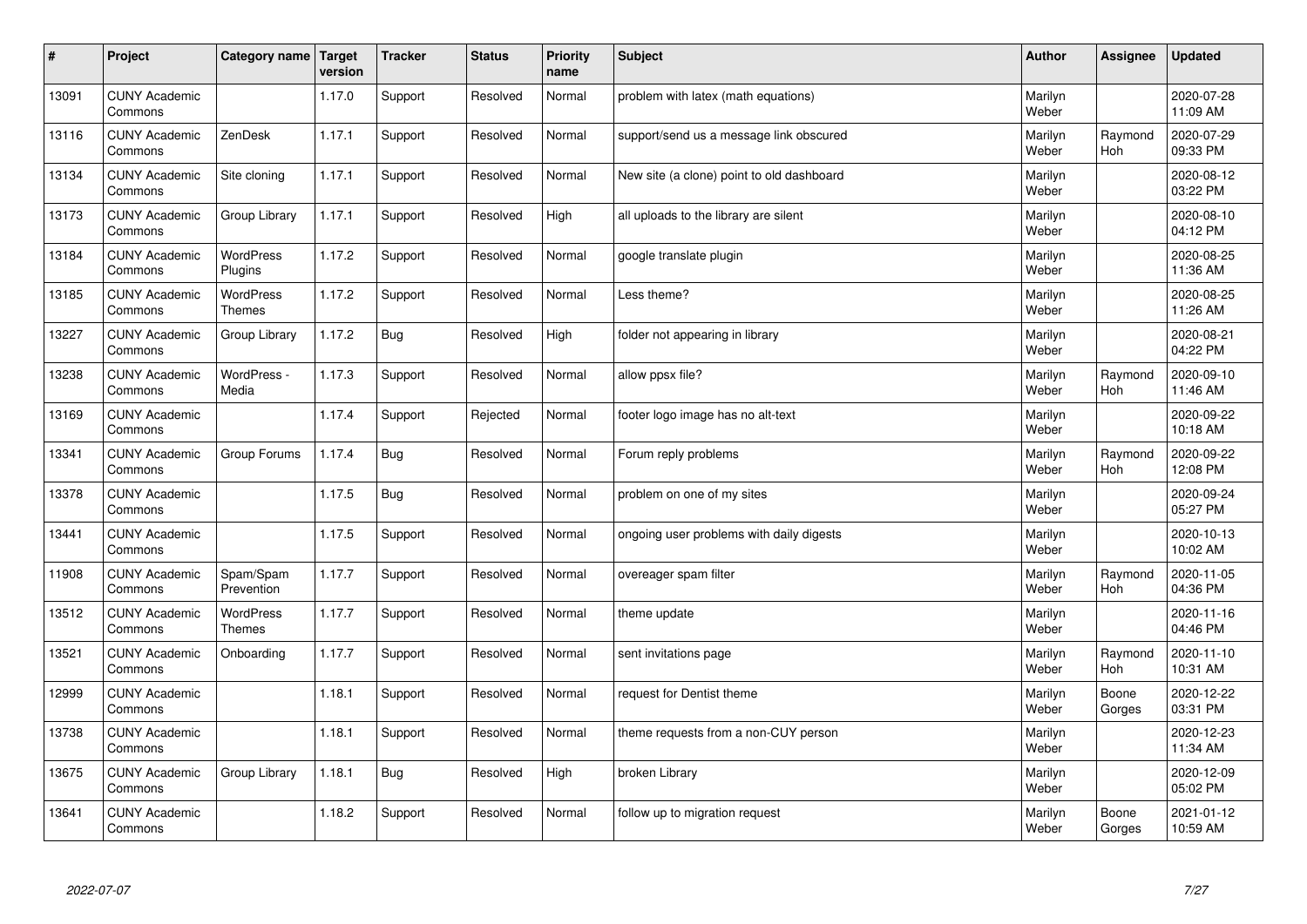| # | Project | Category name | Target version | Tracker | Status | Priority name | Subject | Author | Assignee | Updated |
|---|---|---|---|---|---|---|---|---|---|---|
| 13091 | CUNY Academic Commons | | 1.17.0 | Support | Resolved | Normal | problem with latex (math equations) | Marilyn Weber | | 2020-07-28 11:09 AM |
| 13116 | CUNY Academic Commons | ZenDesk | 1.17.1 | Support | Resolved | Normal | support/send us a message link obscured | Marilyn Weber | Raymond Hoh | 2020-07-29 09:33 PM |
| 13134 | CUNY Academic Commons | Site cloning | 1.17.1 | Support | Resolved | Normal | New site (a clone) point to old dashboard | Marilyn Weber | | 2020-08-12 03:22 PM |
| 13173 | CUNY Academic Commons | Group Library | 1.17.1 | Support | Resolved | High | all uploads to the library are silent | Marilyn Weber | | 2020-08-10 04:12 PM |
| 13184 | CUNY Academic Commons | WordPress Plugins | 1.17.2 | Support | Resolved | Normal | google translate plugin | Marilyn Weber | | 2020-08-25 11:36 AM |
| 13185 | CUNY Academic Commons | WordPress Themes | 1.17.2 | Support | Resolved | Normal | Less theme? | Marilyn Weber | | 2020-08-25 11:26 AM |
| 13227 | CUNY Academic Commons | Group Library | 1.17.2 | Bug | Resolved | High | folder not appearing in library | Marilyn Weber | | 2020-08-21 04:22 PM |
| 13238 | CUNY Academic Commons | WordPress - Media | 1.17.3 | Support | Resolved | Normal | allow ppsx file? | Marilyn Weber | Raymond Hoh | 2020-09-10 11:46 AM |
| 13169 | CUNY Academic Commons | | 1.17.4 | Support | Rejected | Normal | footer logo image has no alt-text | Marilyn Weber | | 2020-09-22 10:18 AM |
| 13341 | CUNY Academic Commons | Group Forums | 1.17.4 | Bug | Resolved | Normal | Forum reply problems | Marilyn Weber | Raymond Hoh | 2020-09-22 12:08 PM |
| 13378 | CUNY Academic Commons | | 1.17.5 | Bug | Resolved | Normal | problem on one of my sites | Marilyn Weber | | 2020-09-24 05:27 PM |
| 13441 | CUNY Academic Commons | | 1.17.5 | Support | Resolved | Normal | ongoing user problems with daily digests | Marilyn Weber | | 2020-10-13 10:02 AM |
| 11908 | CUNY Academic Commons | Spam/Spam Prevention | 1.17.7 | Support | Resolved | Normal | overeager spam filter | Marilyn Weber | Raymond Hoh | 2020-11-05 04:36 PM |
| 13512 | CUNY Academic Commons | WordPress Themes | 1.17.7 | Support | Resolved | Normal | theme update | Marilyn Weber | | 2020-11-16 04:46 PM |
| 13521 | CUNY Academic Commons | Onboarding | 1.17.7 | Support | Resolved | Normal | sent invitations page | Marilyn Weber | Raymond Hoh | 2020-11-10 10:31 AM |
| 12999 | CUNY Academic Commons | | 1.18.1 | Support | Resolved | Normal | request for Dentist theme | Marilyn Weber | Boone Gorges | 2020-12-22 03:31 PM |
| 13738 | CUNY Academic Commons | | 1.18.1 | Support | Resolved | Normal | theme requests from a non-CUY person | Marilyn Weber | | 2020-12-23 11:34 AM |
| 13675 | CUNY Academic Commons | Group Library | 1.18.1 | Bug | Resolved | High | broken Library | Marilyn Weber | | 2020-12-09 05:02 PM |
| 13641 | CUNY Academic Commons | | 1.18.2 | Support | Resolved | Normal | follow up to migration request | Marilyn Weber | Boone Gorges | 2021-01-12 10:59 AM |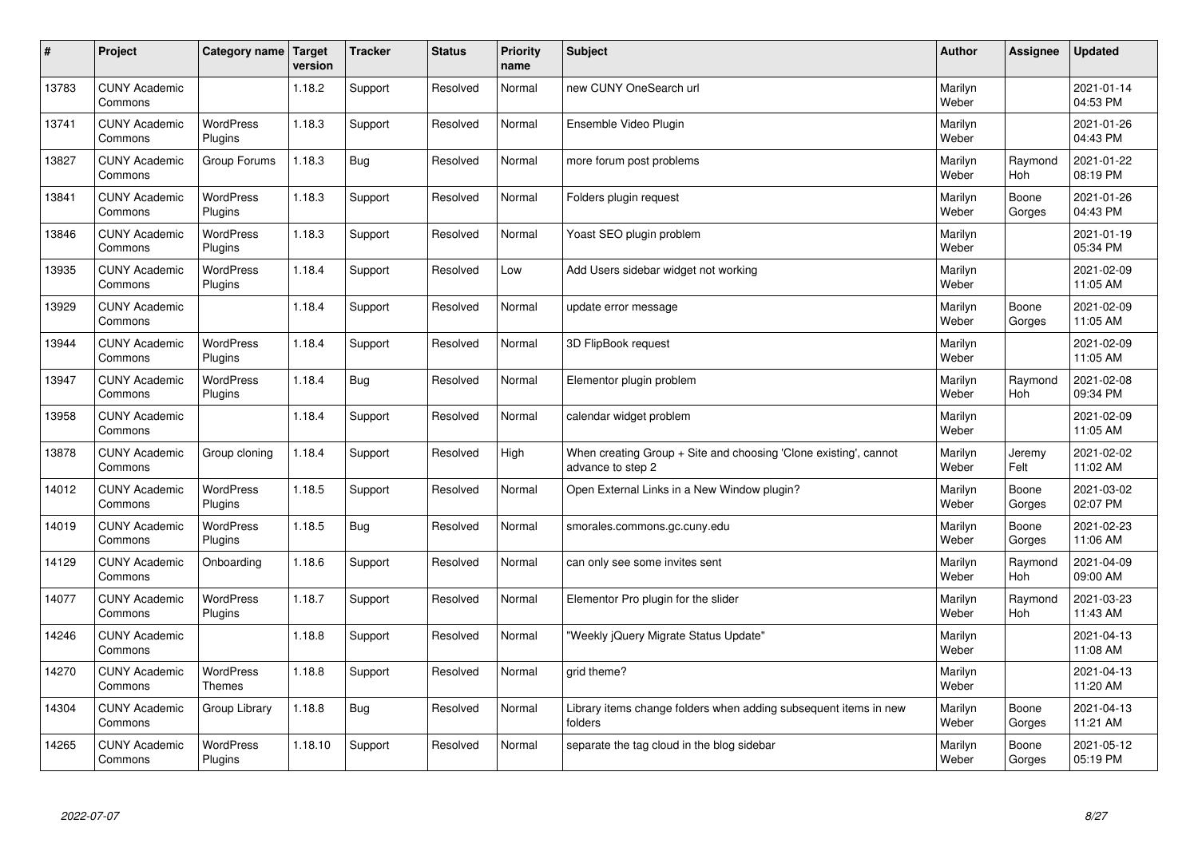| # | Project | Category name | Target version | Tracker | Status | Priority name | Subject | Author | Assignee | Updated |
|---|---|---|---|---|---|---|---|---|---|---|
| 13783 | CUNY Academic Commons | | 1.18.2 | Support | Resolved | Normal | new CUNY OneSearch url | Marilyn Weber | | 2021-01-14 04:53 PM |
| 13741 | CUNY Academic Commons | WordPress Plugins | 1.18.3 | Support | Resolved | Normal | Ensemble Video Plugin | Marilyn Weber | | 2021-01-26 04:43 PM |
| 13827 | CUNY Academic Commons | Group Forums | 1.18.3 | Bug | Resolved | Normal | more forum post problems | Marilyn Weber | Raymond Hoh | 2021-01-22 08:19 PM |
| 13841 | CUNY Academic Commons | WordPress Plugins | 1.18.3 | Support | Resolved | Normal | Folders plugin request | Marilyn Weber | Boone Gorges | 2021-01-26 04:43 PM |
| 13846 | CUNY Academic Commons | WordPress Plugins | 1.18.3 | Support | Resolved | Normal | Yoast SEO plugin problem | Marilyn Weber | | 2021-01-19 05:34 PM |
| 13935 | CUNY Academic Commons | WordPress Plugins | 1.18.4 | Support | Resolved | Low | Add Users sidebar widget not working | Marilyn Weber | | 2021-02-09 11:05 AM |
| 13929 | CUNY Academic Commons | | 1.18.4 | Support | Resolved | Normal | update error message | Marilyn Weber | Boone Gorges | 2021-02-09 11:05 AM |
| 13944 | CUNY Academic Commons | WordPress Plugins | 1.18.4 | Support | Resolved | Normal | 3D FlipBook request | Marilyn Weber | | 2021-02-09 11:05 AM |
| 13947 | CUNY Academic Commons | WordPress Plugins | 1.18.4 | Bug | Resolved | Normal | Elementor plugin problem | Marilyn Weber | Raymond Hoh | 2021-02-08 09:34 PM |
| 13958 | CUNY Academic Commons | | 1.18.4 | Support | Resolved | Normal | calendar widget problem | Marilyn Weber | | 2021-02-09 11:05 AM |
| 13878 | CUNY Academic Commons | Group cloning | 1.18.4 | Support | Resolved | High | When creating Group + Site and choosing 'Clone existing', cannot advance to step 2 | Marilyn Weber | Jeremy Felt | 2021-02-02 11:02 AM |
| 14012 | CUNY Academic Commons | WordPress Plugins | 1.18.5 | Support | Resolved | Normal | Open External Links in a New Window plugin? | Marilyn Weber | Boone Gorges | 2021-03-02 02:07 PM |
| 14019 | CUNY Academic Commons | WordPress Plugins | 1.18.5 | Bug | Resolved | Normal | smorales.commons.gc.cuny.edu | Marilyn Weber | Boone Gorges | 2021-02-23 11:06 AM |
| 14129 | CUNY Academic Commons | Onboarding | 1.18.6 | Support | Resolved | Normal | can only see some invites sent | Marilyn Weber | Raymond Hoh | 2021-04-09 09:00 AM |
| 14077 | CUNY Academic Commons | WordPress Plugins | 1.18.7 | Support | Resolved | Normal | Elementor Pro plugin for the slider | Marilyn Weber | Raymond Hoh | 2021-03-23 11:43 AM |
| 14246 | CUNY Academic Commons | | 1.18.8 | Support | Resolved | Normal | "Weekly jQuery Migrate Status Update" | Marilyn Weber | | 2021-04-13 11:08 AM |
| 14270 | CUNY Academic Commons | WordPress Themes | 1.18.8 | Support | Resolved | Normal | grid theme? | Marilyn Weber | | 2021-04-13 11:20 AM |
| 14304 | CUNY Academic Commons | Group Library | 1.18.8 | Bug | Resolved | Normal | Library items change folders when adding subsequent items in new folders | Marilyn Weber | Boone Gorges | 2021-04-13 11:21 AM |
| 14265 | CUNY Academic Commons | WordPress Plugins | 1.18.10 | Support | Resolved | Normal | separate the tag cloud in the blog sidebar | Marilyn Weber | Boone Gorges | 2021-05-12 05:19 PM |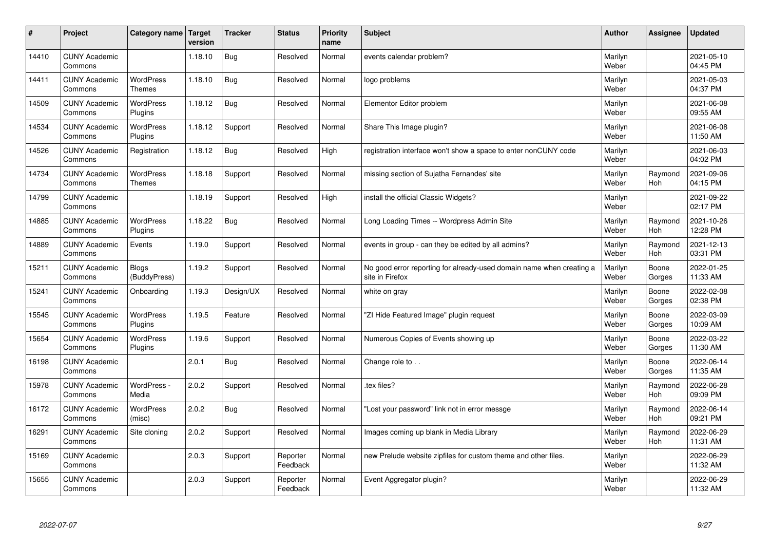| # | Project | Category name | Target version | Tracker | Status | Priority name | Subject | Author | Assignee | Updated |
|---|---|---|---|---|---|---|---|---|---|---|
| 14410 | CUNY Academic Commons | | 1.18.10 | Bug | Resolved | Normal | events calendar problem? | Marilyn Weber | | 2021-05-10 04:45 PM |
| 14411 | CUNY Academic Commons | WordPress Themes | 1.18.10 | Bug | Resolved | Normal | logo problems | Marilyn Weber | | 2021-05-03 04:37 PM |
| 14509 | CUNY Academic Commons | WordPress Plugins | 1.18.12 | Bug | Resolved | Normal | Elementor Editor problem | Marilyn Weber | | 2021-06-08 09:55 AM |
| 14534 | CUNY Academic Commons | WordPress Plugins | 1.18.12 | Support | Resolved | Normal | Share This Image plugin? | Marilyn Weber | | 2021-06-08 11:50 AM |
| 14526 | CUNY Academic Commons | Registration | 1.18.12 | Bug | Resolved | High | registration interface won't show a space to enter nonCUNY code | Marilyn Weber | | 2021-06-03 04:02 PM |
| 14734 | CUNY Academic Commons | WordPress Themes | 1.18.18 | Support | Resolved | Normal | missing section of Sujatha Fernandes' site | Marilyn Weber | Raymond Hoh | 2021-09-06 04:15 PM |
| 14799 | CUNY Academic Commons | | 1.18.19 | Support | Resolved | High | install the official Classic Widgets? | Marilyn Weber | | 2021-09-22 02:17 PM |
| 14885 | CUNY Academic Commons | WordPress Plugins | 1.18.22 | Bug | Resolved | Normal | Long Loading Times -- Wordpress Admin Site | Marilyn Weber | Raymond Hoh | 2021-10-26 12:28 PM |
| 14889 | CUNY Academic Commons | Events | 1.19.0 | Support | Resolved | Normal | events in group - can they be edited by all admins? | Marilyn Weber | Raymond Hoh | 2021-12-13 03:31 PM |
| 15211 | CUNY Academic Commons | Blogs (BuddyPress) | 1.19.2 | Support | Resolved | Normal | No good error reporting for already-used domain name when creating a site in Firefox | Marilyn Weber | Boone Gorges | 2022-01-25 11:33 AM |
| 15241 | CUNY Academic Commons | Onboarding | 1.19.3 | Design/UX | Resolved | Normal | white on gray | Marilyn Weber | Boone Gorges | 2022-02-08 02:38 PM |
| 15545 | CUNY Academic Commons | WordPress Plugins | 1.19.5 | Feature | Resolved | Normal | "ZI Hide Featured Image" plugin request | Marilyn Weber | Boone Gorges | 2022-03-09 10:09 AM |
| 15654 | CUNY Academic Commons | WordPress Plugins | 1.19.6 | Support | Resolved | Normal | Numerous Copies of Events showing up | Marilyn Weber | Boone Gorges | 2022-03-22 11:30 AM |
| 16198 | CUNY Academic Commons | | 2.0.1 | Bug | Resolved | Normal | Change role to . . | Marilyn Weber | Boone Gorges | 2022-06-14 11:35 AM |
| 15978 | CUNY Academic Commons | WordPress - Media | 2.0.2 | Support | Resolved | Normal | .tex files? | Marilyn Weber | Raymond Hoh | 2022-06-28 09:09 PM |
| 16172 | CUNY Academic Commons | WordPress (misc) | 2.0.2 | Bug | Resolved | Normal | "Lost your password" link not in error messge | Marilyn Weber | Raymond Hoh | 2022-06-14 09:21 PM |
| 16291 | CUNY Academic Commons | Site cloning | 2.0.2 | Support | Resolved | Normal | Images coming up blank in Media Library | Marilyn Weber | Raymond Hoh | 2022-06-29 11:31 AM |
| 15169 | CUNY Academic Commons | | 2.0.3 | Support | Reporter Feedback | Normal | new Prelude website zipfiles for custom theme and other files. | Marilyn Weber | | 2022-06-29 11:32 AM |
| 15655 | CUNY Academic Commons | | 2.0.3 | Support | Reporter Feedback | Normal | Event Aggregator plugin? | Marilyn Weber | | 2022-06-29 11:32 AM |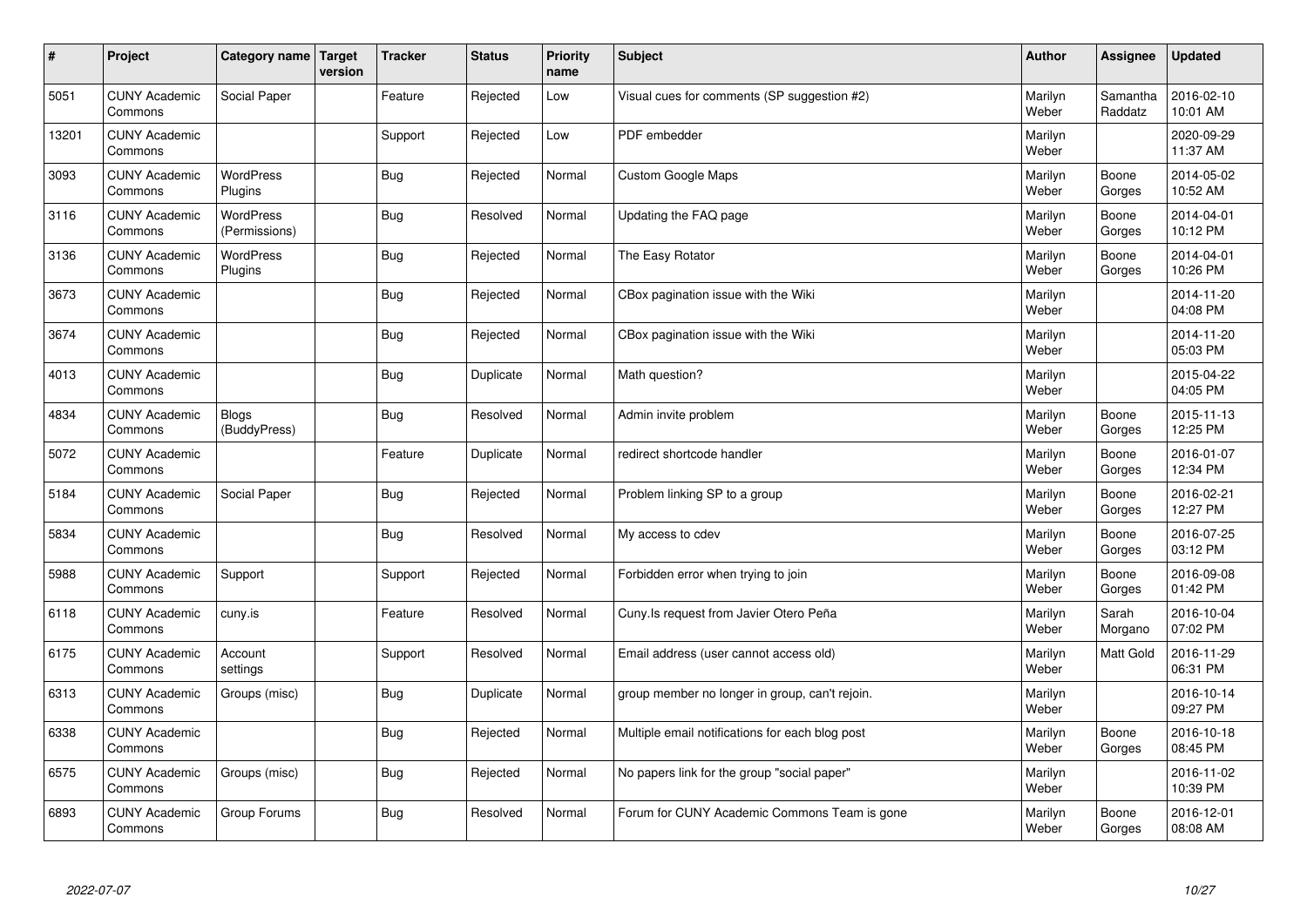| # | Project | Category name | Target version | Tracker | Status | Priority name | Subject | Author | Assignee | Updated |
|---|---|---|---|---|---|---|---|---|---|---|
| 5051 | CUNY Academic Commons | Social Paper | | Feature | Rejected | Low | Visual cues for comments (SP suggestion #2) | Marilyn Weber | Samantha Raddatz | 2016-02-10 10:01 AM |
| 13201 | CUNY Academic Commons | | | Support | Rejected | Low | PDF embedder | Marilyn Weber | | 2020-09-29 11:37 AM |
| 3093 | CUNY Academic Commons | WordPress Plugins | | Bug | Rejected | Normal | Custom Google Maps | Marilyn Weber | Boone Gorges | 2014-05-02 10:52 AM |
| 3116 | CUNY Academic Commons | WordPress (Permissions) | | Bug | Resolved | Normal | Updating the FAQ page | Marilyn Weber | Boone Gorges | 2014-04-01 10:12 PM |
| 3136 | CUNY Academic Commons | WordPress Plugins | | Bug | Rejected | Normal | The Easy Rotator | Marilyn Weber | Boone Gorges | 2014-04-01 10:26 PM |
| 3673 | CUNY Academic Commons | | | Bug | Rejected | Normal | CBox pagination issue with the Wiki | Marilyn Weber | | 2014-11-20 04:08 PM |
| 3674 | CUNY Academic Commons | | | Bug | Rejected | Normal | CBox pagination issue with the Wiki | Marilyn Weber | | 2014-11-20 05:03 PM |
| 4013 | CUNY Academic Commons | | | Bug | Duplicate | Normal | Math question? | Marilyn Weber | | 2015-04-22 04:05 PM |
| 4834 | CUNY Academic Commons | Blogs (BuddyPress) | | Bug | Resolved | Normal | Admin invite problem | Marilyn Weber | Boone Gorges | 2015-11-13 12:25 PM |
| 5072 | CUNY Academic Commons | | | Feature | Duplicate | Normal | redirect shortcode handler | Marilyn Weber | Boone Gorges | 2016-01-07 12:34 PM |
| 5184 | CUNY Academic Commons | Social Paper | | Bug | Rejected | Normal | Problem linking SP to a group | Marilyn Weber | Boone Gorges | 2016-02-21 12:27 PM |
| 5834 | CUNY Academic Commons | | | Bug | Resolved | Normal | My access to cdev | Marilyn Weber | Boone Gorges | 2016-07-25 03:12 PM |
| 5988 | CUNY Academic Commons | Support | | Support | Rejected | Normal | Forbidden error when trying to join | Marilyn Weber | Boone Gorges | 2016-09-08 01:42 PM |
| 6118 | CUNY Academic Commons | cuny.is | | Feature | Resolved | Normal | Cuny.Is request from Javier Otero Peña | Marilyn Weber | Sarah Morgano | 2016-10-04 07:02 PM |
| 6175 | CUNY Academic Commons | Account settings | | Support | Resolved | Normal | Email address (user cannot access old) | Marilyn Weber | Matt Gold | 2016-11-29 06:31 PM |
| 6313 | CUNY Academic Commons | Groups (misc) | | Bug | Duplicate | Normal | group member no longer in group, can't rejoin. | Marilyn Weber | | 2016-10-14 09:27 PM |
| 6338 | CUNY Academic Commons | | | Bug | Rejected | Normal | Multiple email notifications for each blog post | Marilyn Weber | Boone Gorges | 2016-10-18 08:45 PM |
| 6575 | CUNY Academic Commons | Groups (misc) | | Bug | Rejected | Normal | No papers link for the group "social paper" | Marilyn Weber | | 2016-11-02 10:39 PM |
| 6893 | CUNY Academic Commons | Group Forums | | Bug | Resolved | Normal | Forum for CUNY Academic Commons Team is gone | Marilyn Weber | Boone Gorges | 2016-12-01 08:08 AM |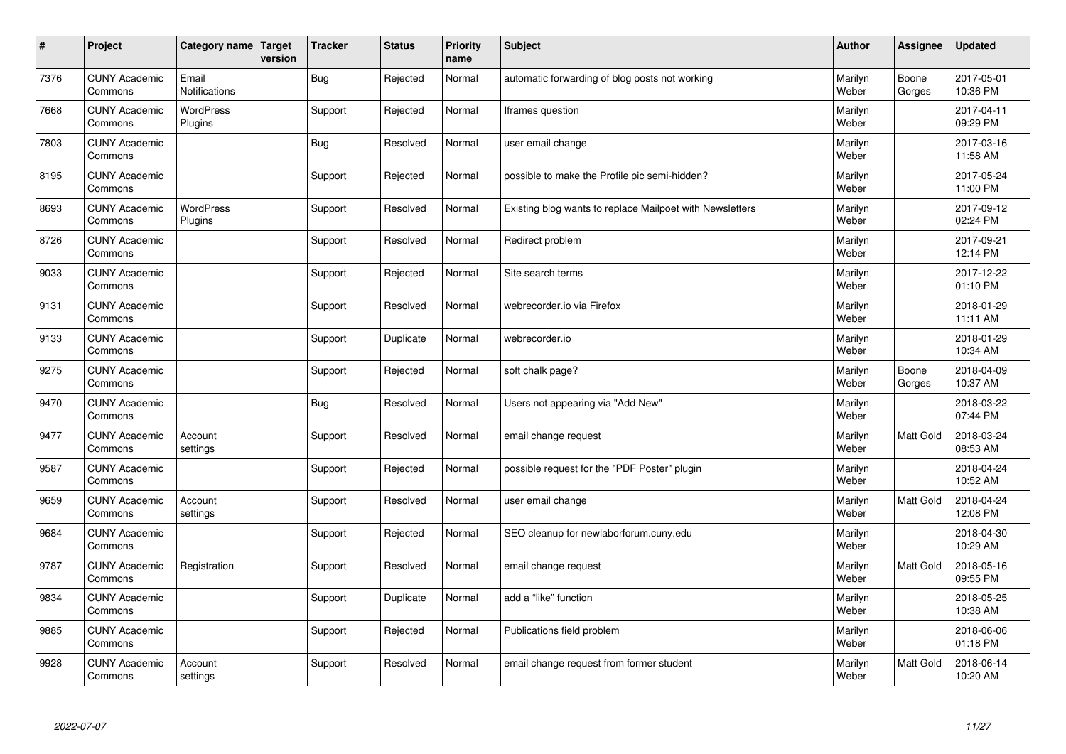| # | Project | Category name | Target version | Tracker | Status | Priority name | Subject | Author | Assignee | Updated |
|---|---|---|---|---|---|---|---|---|---|---|
| 7376 | CUNY Academic Commons | Email Notifications | | Bug | Rejected | Normal | automatic forwarding of blog posts not working | Marilyn Weber | Boone Gorges | 2017-05-01 10:36 PM |
| 7668 | CUNY Academic Commons | WordPress Plugins | | Support | Rejected | Normal | Iframes question | Marilyn Weber | | 2017-04-11 09:29 PM |
| 7803 | CUNY Academic Commons | | | Bug | Resolved | Normal | user email change | Marilyn Weber | | 2017-03-16 11:58 AM |
| 8195 | CUNY Academic Commons | | | Support | Rejected | Normal | possible to make the Profile pic semi-hidden? | Marilyn Weber | | 2017-05-24 11:00 PM |
| 8693 | CUNY Academic Commons | WordPress Plugins | | Support | Resolved | Normal | Existing blog wants to replace Mailpoet with Newsletters | Marilyn Weber | | 2017-09-12 02:24 PM |
| 8726 | CUNY Academic Commons | | | Support | Resolved | Normal | Redirect problem | Marilyn Weber | | 2017-09-21 12:14 PM |
| 9033 | CUNY Academic Commons | | | Support | Rejected | Normal | Site search terms | Marilyn Weber | | 2017-12-22 01:10 PM |
| 9131 | CUNY Academic Commons | | | Support | Resolved | Normal | webrecorder.io via Firefox | Marilyn Weber | | 2018-01-29 11:11 AM |
| 9133 | CUNY Academic Commons | | | Support | Duplicate | Normal | webrecorder.io | Marilyn Weber | | 2018-01-29 10:34 AM |
| 9275 | CUNY Academic Commons | | | Support | Rejected | Normal | soft chalk page? | Marilyn Weber | Boone Gorges | 2018-04-09 10:37 AM |
| 9470 | CUNY Academic Commons | | | Bug | Resolved | Normal | Users not appearing via "Add New" | Marilyn Weber | | 2018-03-22 07:44 PM |
| 9477 | CUNY Academic Commons | Account settings | | Support | Resolved | Normal | email change request | Marilyn Weber | Matt Gold | 2018-03-24 08:53 AM |
| 9587 | CUNY Academic Commons | | | Support | Rejected | Normal | possible request for the "PDF Poster" plugin | Marilyn Weber | | 2018-04-24 10:52 AM |
| 9659 | CUNY Academic Commons | Account settings | | Support | Resolved | Normal | user email change | Marilyn Weber | Matt Gold | 2018-04-24 12:08 PM |
| 9684 | CUNY Academic Commons | | | Support | Rejected | Normal | SEO cleanup for newlaborforum.cuny.edu | Marilyn Weber | | 2018-04-30 10:29 AM |
| 9787 | CUNY Academic Commons | Registration | | Support | Resolved | Normal | email change request | Marilyn Weber | Matt Gold | 2018-05-16 09:55 PM |
| 9834 | CUNY Academic Commons | | | Support | Duplicate | Normal | add a “like” function | Marilyn Weber | | 2018-05-25 10:38 AM |
| 9885 | CUNY Academic Commons | | | Support | Rejected | Normal | Publications field problem | Marilyn Weber | | 2018-06-06 01:18 PM |
| 9928 | CUNY Academic Commons | Account settings | | Support | Resolved | Normal | email change request from former student | Marilyn Weber | Matt Gold | 2018-06-14 10:20 AM |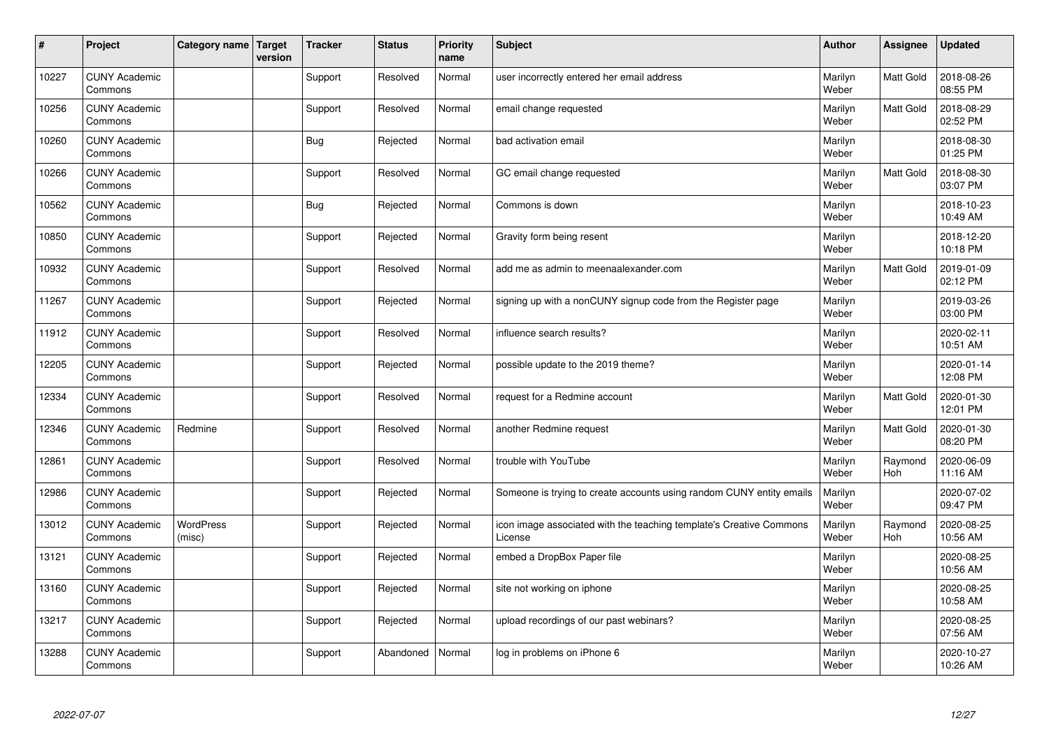| # | Project | Category name | Target version | Tracker | Status | Priority name | Subject | Author | Assignee | Updated |
|---|---|---|---|---|---|---|---|---|---|---|
| 10227 | CUNY Academic Commons | | | Support | Resolved | Normal | user incorrectly entered her email address | Marilyn Weber | Matt Gold | 2018-08-26 08:55 PM |
| 10256 | CUNY Academic Commons | | | Support | Resolved | Normal | email change requested | Marilyn Weber | Matt Gold | 2018-08-29 02:52 PM |
| 10260 | CUNY Academic Commons | | | Bug | Rejected | Normal | bad activation email | Marilyn Weber | | 2018-08-30 01:25 PM |
| 10266 | CUNY Academic Commons | | | Support | Resolved | Normal | GC email change requested | Marilyn Weber | Matt Gold | 2018-08-30 03:07 PM |
| 10562 | CUNY Academic Commons | | | Bug | Rejected | Normal | Commons is down | Marilyn Weber | | 2018-10-23 10:49 AM |
| 10850 | CUNY Academic Commons | | | Support | Rejected | Normal | Gravity form being resent | Marilyn Weber | | 2018-12-20 10:18 PM |
| 10932 | CUNY Academic Commons | | | Support | Resolved | Normal | add me as admin to meenaalexander.com | Marilyn Weber | Matt Gold | 2019-01-09 02:12 PM |
| 11267 | CUNY Academic Commons | | | Support | Rejected | Normal | signing up with a nonCUNY signup code from the Register page | Marilyn Weber | | 2019-03-26 03:00 PM |
| 11912 | CUNY Academic Commons | | | Support | Resolved | Normal | influence search results? | Marilyn Weber | | 2020-02-11 10:51 AM |
| 12205 | CUNY Academic Commons | | | Support | Rejected | Normal | possible update to the 2019 theme? | Marilyn Weber | | 2020-01-14 12:08 PM |
| 12334 | CUNY Academic Commons | | | Support | Resolved | Normal | request for a Redmine account | Marilyn Weber | Matt Gold | 2020-01-30 12:01 PM |
| 12346 | CUNY Academic Commons | Redmine | | Support | Resolved | Normal | another Redmine request | Marilyn Weber | Matt Gold | 2020-01-30 08:20 PM |
| 12861 | CUNY Academic Commons | | | Support | Resolved | Normal | trouble with YouTube | Marilyn Weber | Raymond Hoh | 2020-06-09 11:16 AM |
| 12986 | CUNY Academic Commons | | | Support | Rejected | Normal | Someone is trying to create accounts using random CUNY entity emails | Marilyn Weber | | 2020-07-02 09:47 PM |
| 13012 | CUNY Academic Commons | WordPress (misc) | | Support | Rejected | Normal | icon image associated with the teaching template's Creative Commons License | Marilyn Weber | Raymond Hoh | 2020-08-25 10:56 AM |
| 13121 | CUNY Academic Commons | | | Support | Rejected | Normal | embed a DropBox Paper file | Marilyn Weber | | 2020-08-25 10:56 AM |
| 13160 | CUNY Academic Commons | | | Support | Rejected | Normal | site not working on iphone | Marilyn Weber | | 2020-08-25 10:58 AM |
| 13217 | CUNY Academic Commons | | | Support | Rejected | Normal | upload recordings of our past webinars? | Marilyn Weber | | 2020-08-25 07:56 AM |
| 13288 | CUNY Academic Commons | | | Support | Abandoned | Normal | log in problems on iPhone 6 | Marilyn Weber | | 2020-10-27 10:26 AM |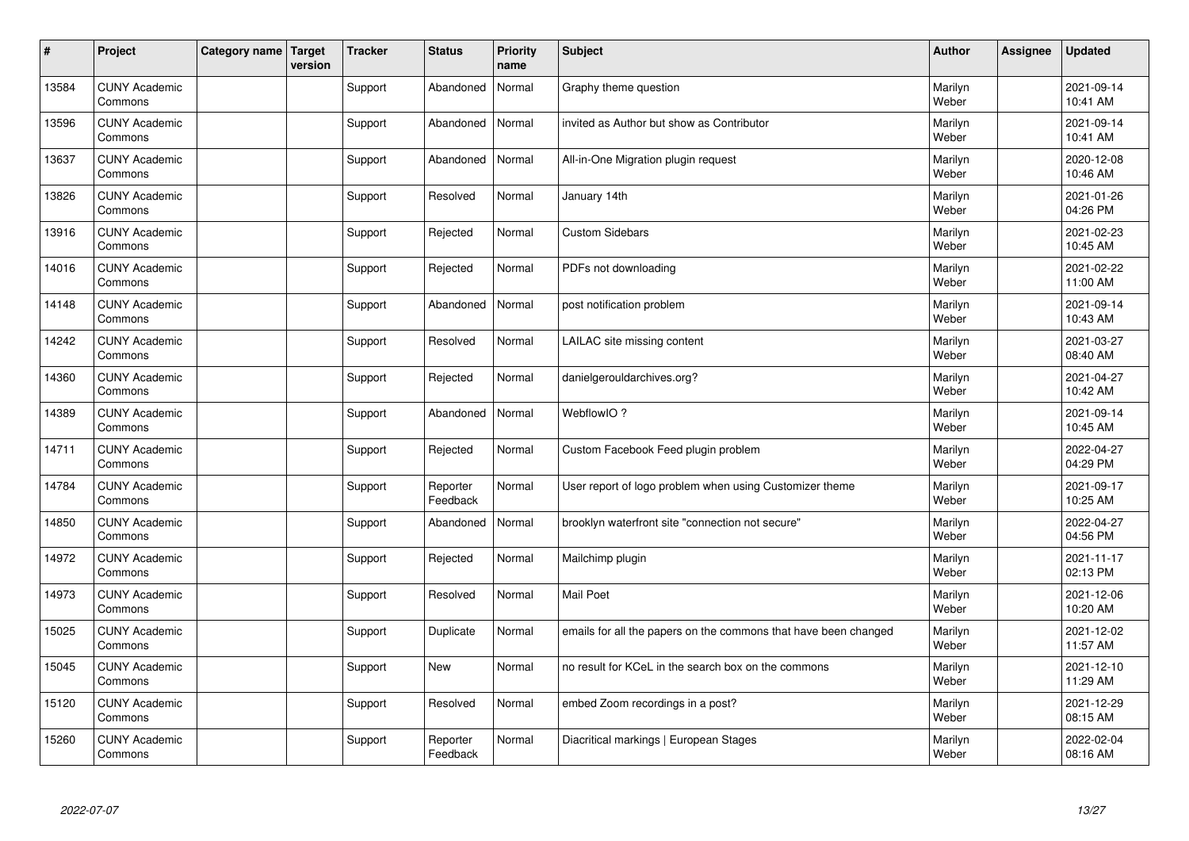| # | Project | Category name | Target version | Tracker | Status | Priority name | Subject | Author | Assignee | Updated |
|---|---|---|---|---|---|---|---|---|---|---|
| 13584 | CUNY Academic Commons | | | Support | Abandoned | Normal | Graphy theme question | Marilyn Weber | | 2021-09-14 10:41 AM |
| 13596 | CUNY Academic Commons | | | Support | Abandoned | Normal | invited as Author but show as Contributor | Marilyn Weber | | 2021-09-14 10:41 AM |
| 13637 | CUNY Academic Commons | | | Support | Abandoned | Normal | All-in-One Migration plugin request | Marilyn Weber | | 2020-12-08 10:46 AM |
| 13826 | CUNY Academic Commons | | | Support | Resolved | Normal | January 14th | Marilyn Weber | | 2021-01-26 04:26 PM |
| 13916 | CUNY Academic Commons | | | Support | Rejected | Normal | Custom Sidebars | Marilyn Weber | | 2021-02-23 10:45 AM |
| 14016 | CUNY Academic Commons | | | Support | Rejected | Normal | PDFs not downloading | Marilyn Weber | | 2021-02-22 11:00 AM |
| 14148 | CUNY Academic Commons | | | Support | Abandoned | Normal | post notification problem | Marilyn Weber | | 2021-09-14 10:43 AM |
| 14242 | CUNY Academic Commons | | | Support | Resolved | Normal | LAILAC site missing content | Marilyn Weber | | 2021-03-27 08:40 AM |
| 14360 | CUNY Academic Commons | | | Support | Rejected | Normal | danielgerouldarchives.org? | Marilyn Weber | | 2021-04-27 10:42 AM |
| 14389 | CUNY Academic Commons | | | Support | Abandoned | Normal | WebflowIO ? | Marilyn Weber | | 2021-09-14 10:45 AM |
| 14711 | CUNY Academic Commons | | | Support | Rejected | Normal | Custom Facebook Feed plugin problem | Marilyn Weber | | 2022-04-27 04:29 PM |
| 14784 | CUNY Academic Commons | | | Support | Reporter Feedback | Normal | User report of logo problem when using Customizer theme | Marilyn Weber | | 2021-09-17 10:25 AM |
| 14850 | CUNY Academic Commons | | | Support | Abandoned | Normal | brooklyn waterfront site "connection not secure" | Marilyn Weber | | 2022-04-27 04:56 PM |
| 14972 | CUNY Academic Commons | | | Support | Rejected | Normal | Mailchimp plugin | Marilyn Weber | | 2021-11-17 02:13 PM |
| 14973 | CUNY Academic Commons | | | Support | Resolved | Normal | Mail Poet | Marilyn Weber | | 2021-12-06 10:20 AM |
| 15025 | CUNY Academic Commons | | | Support | Duplicate | Normal | emails for all the papers on the commons that have been changed | Marilyn Weber | | 2021-12-02 11:57 AM |
| 15045 | CUNY Academic Commons | | | Support | New | Normal | no result for KCeL in the search box on the commons | Marilyn Weber | | 2021-12-10 11:29 AM |
| 15120 | CUNY Academic Commons | | | Support | Resolved | Normal | embed Zoom recordings in a post? | Marilyn Weber | | 2021-12-29 08:15 AM |
| 15260 | CUNY Academic Commons | | | Support | Reporter Feedback | Normal | Diacritical markings \| European Stages | Marilyn Weber | | 2022-02-04 08:16 AM |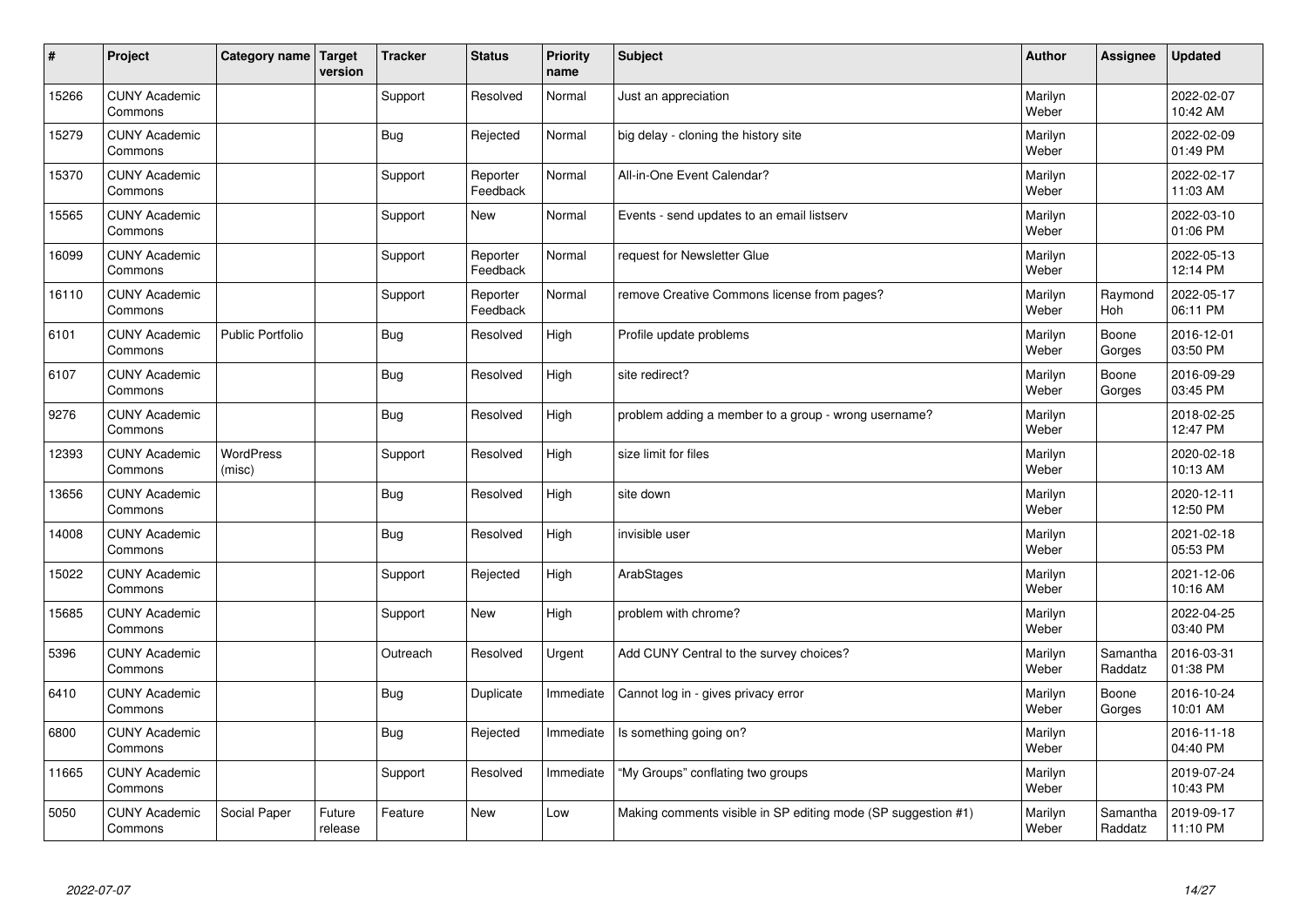| # | Project | Category name | Target version | Tracker | Status | Priority name | Subject | Author | Assignee | Updated |
|---|---|---|---|---|---|---|---|---|---|---|
| 15266 | CUNY Academic Commons | | | Support | Resolved | Normal | Just an appreciation | Marilyn Weber | | 2022-02-07 10:42 AM |
| 15279 | CUNY Academic Commons | | | Bug | Rejected | Normal | big delay - cloning the history site | Marilyn Weber | | 2022-02-09 01:49 PM |
| 15370 | CUNY Academic Commons | | | Support | Reporter Feedback | Normal | All-in-One Event Calendar? | Marilyn Weber | | 2022-02-17 11:03 AM |
| 15565 | CUNY Academic Commons | | | Support | New | Normal | Events - send updates to an email listserv | Marilyn Weber | | 2022-03-10 01:06 PM |
| 16099 | CUNY Academic Commons | | | Support | Reporter Feedback | Normal | request for Newsletter Glue | Marilyn Weber | | 2022-05-13 12:14 PM |
| 16110 | CUNY Academic Commons | | | Support | Reporter Feedback | Normal | remove Creative Commons license from pages? | Marilyn Weber | Raymond Hoh | 2022-05-17 06:11 PM |
| 6101 | CUNY Academic Commons | Public Portfolio | | Bug | Resolved | High | Profile update problems | Marilyn Weber | Boone Gorges | 2016-12-01 03:50 PM |
| 6107 | CUNY Academic Commons | | | Bug | Resolved | High | site redirect? | Marilyn Weber | Boone Gorges | 2016-09-29 03:45 PM |
| 9276 | CUNY Academic Commons | | | Bug | Resolved | High | problem adding a member to a group - wrong username? | Marilyn Weber | | 2018-02-25 12:47 PM |
| 12393 | CUNY Academic Commons | WordPress (misc) | | Support | Resolved | High | size limit for files | Marilyn Weber | | 2020-02-18 10:13 AM |
| 13656 | CUNY Academic Commons | | | Bug | Resolved | High | site down | Marilyn Weber | | 2020-12-11 12:50 PM |
| 14008 | CUNY Academic Commons | | | Bug | Resolved | High | invisible user | Marilyn Weber | | 2021-02-18 05:53 PM |
| 15022 | CUNY Academic Commons | | | Support | Rejected | High | ArabStages | Marilyn Weber | | 2021-12-06 10:16 AM |
| 15685 | CUNY Academic Commons | | | Support | New | High | problem with chrome? | Marilyn Weber | | 2022-04-25 03:40 PM |
| 5396 | CUNY Academic Commons | | | Outreach | Resolved | Urgent | Add CUNY Central to the survey choices? | Marilyn Weber | Samantha Raddatz | 2016-03-31 01:38 PM |
| 6410 | CUNY Academic Commons | | | Bug | Duplicate | Immediate | Cannot log in - gives privacy error | Marilyn Weber | Boone Gorges | 2016-10-24 10:01 AM |
| 6800 | CUNY Academic Commons | | | Bug | Rejected | Immediate | Is something going on? | Marilyn Weber | | 2016-11-18 04:40 PM |
| 11665 | CUNY Academic Commons | | | Support | Resolved | Immediate | "My Groups" conflating two groups | Marilyn Weber | | 2019-07-24 10:43 PM |
| 5050 | CUNY Academic Commons | Social Paper | Future release | Feature | New | Low | Making comments visible in SP editing mode (SP suggestion #1) | Marilyn Weber | Samantha Raddatz | 2019-09-17 11:10 PM |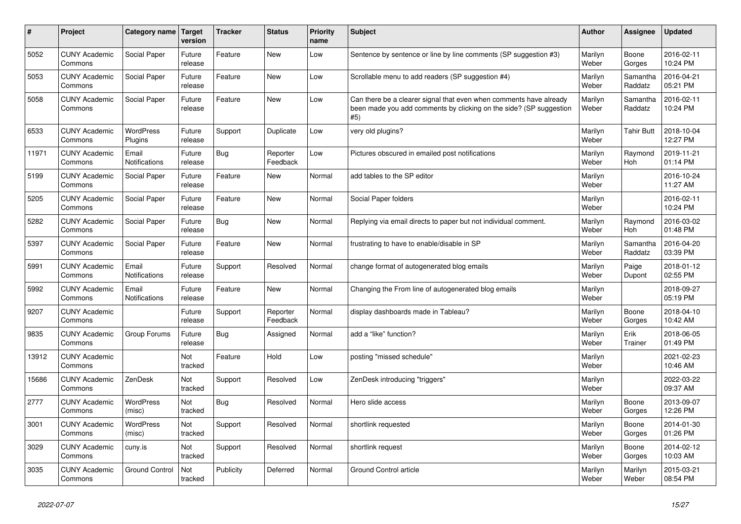| # | Project | Category name | Target version | Tracker | Status | Priority name | Subject | Author | Assignee | Updated |
|---|---|---|---|---|---|---|---|---|---|---|
| 5052 | CUNY Academic Commons | Social Paper | Future release | Feature | New | Low | Sentence by sentence or line by line comments (SP suggestion #3) | Marilyn Weber | Boone Gorges | 2016-02-11 10:24 PM |
| 5053 | CUNY Academic Commons | Social Paper | Future release | Feature | New | Low | Scrollable menu to add readers (SP suggestion #4) | Marilyn Weber | Samantha Raddatz | 2016-04-21 05:21 PM |
| 5058 | CUNY Academic Commons | Social Paper | Future release | Feature | New | Low | Can there be a clearer signal that even when comments have already been made you add comments by clicking on the side? (SP suggestion #5) | Marilyn Weber | Samantha Raddatz | 2016-02-11 10:24 PM |
| 6533 | CUNY Academic Commons | WordPress Plugins | Future release | Support | Duplicate | Low | very old plugins? | Marilyn Weber | Tahir Butt | 2018-10-04 12:27 PM |
| 11971 | CUNY Academic Commons | Email Notifications | Future release | Bug | Reporter Feedback | Low | Pictures obscured in emailed post notifications | Marilyn Weber | Raymond Hoh | 2019-11-21 01:14 PM |
| 5199 | CUNY Academic Commons | Social Paper | Future release | Feature | New | Normal | add tables to the SP editor | Marilyn Weber | | 2016-10-24 11:27 AM |
| 5205 | CUNY Academic Commons | Social Paper | Future release | Feature | New | Normal | Social Paper folders | Marilyn Weber | | 2016-02-11 10:24 PM |
| 5282 | CUNY Academic Commons | Social Paper | Future release | Bug | New | Normal | Replying via email directs to paper but not individual comment. | Marilyn Weber | Raymond Hoh | 2016-03-02 01:48 PM |
| 5397 | CUNY Academic Commons | Social Paper | Future release | Feature | New | Normal | frustrating to have to enable/disable in SP | Marilyn Weber | Samantha Raddatz | 2016-04-20 03:39 PM |
| 5991 | CUNY Academic Commons | Email Notifications | Future release | Support | Resolved | Normal | change format of autogenerated blog emails | Marilyn Weber | Paige Dupont | 2018-01-12 02:55 PM |
| 5992 | CUNY Academic Commons | Email Notifications | Future release | Feature | New | Normal | Changing the From line of autogenerated blog emails | Marilyn Weber | | 2018-09-27 05:19 PM |
| 9207 | CUNY Academic Commons | | Future release | Support | Reporter Feedback | Normal | display dashboards made in Tableau? | Marilyn Weber | Boone Gorges | 2018-04-10 10:42 AM |
| 9835 | CUNY Academic Commons | Group Forums | Future release | Bug | Assigned | Normal | add a "like" function? | Marilyn Weber | Erik Trainer | 2018-06-05 01:49 PM |
| 13912 | CUNY Academic Commons | | Not tracked | Feature | Hold | Low | posting "missed schedule" | Marilyn Weber | | 2021-02-23 10:46 AM |
| 15686 | CUNY Academic Commons | ZenDesk | Not tracked | Support | Resolved | Low | ZenDesk introducing "triggers" | Marilyn Weber | | 2022-03-22 09:37 AM |
| 2777 | CUNY Academic Commons | WordPress (misc) | Not tracked | Bug | Resolved | Normal | Hero slide access | Marilyn Weber | Boone Gorges | 2013-09-07 12:26 PM |
| 3001 | CUNY Academic Commons | WordPress (misc) | Not tracked | Support | Resolved | Normal | shortlink requested | Marilyn Weber | Boone Gorges | 2014-01-30 01:26 PM |
| 3029 | CUNY Academic Commons | cuny.is | Not tracked | Support | Resolved | Normal | shortlink request | Marilyn Weber | Boone Gorges | 2014-02-12 10:03 AM |
| 3035 | CUNY Academic Commons | Ground Control | Not tracked | Publicity | Deferred | Normal | Ground Control article | Marilyn Weber | Marilyn Weber | 2015-03-21 08:54 PM |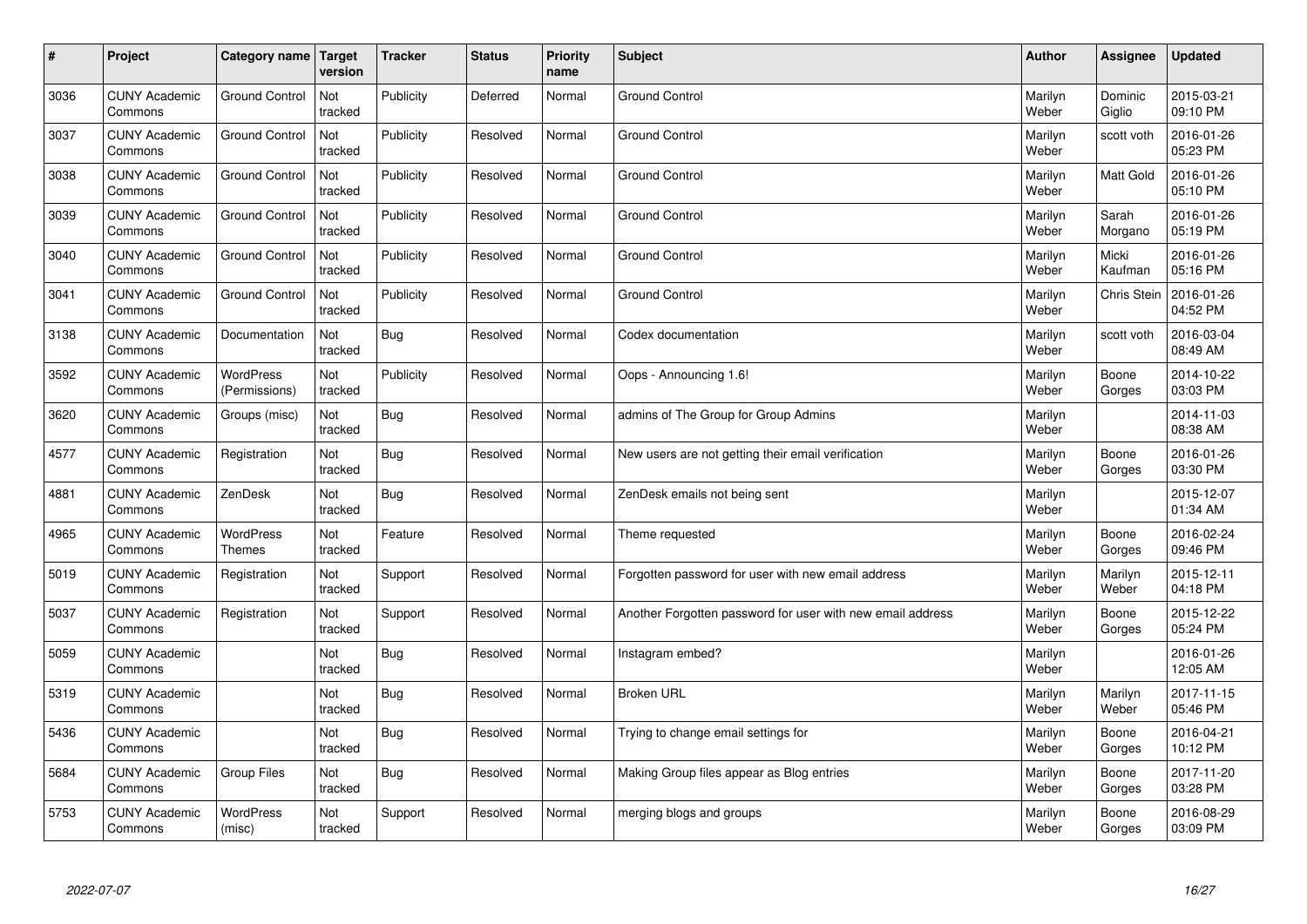| # | Project | Category name | Target version | Tracker | Status | Priority name | Subject | Author | Assignee | Updated |
|---|---|---|---|---|---|---|---|---|---|---|
| 3036 | CUNY Academic Commons | Ground Control | Not tracked | Publicity | Deferred | Normal | Ground Control | Marilyn Weber | Dominic Giglio | 2015-03-21 09:10 PM |
| 3037 | CUNY Academic Commons | Ground Control | Not tracked | Publicity | Resolved | Normal | Ground Control | Marilyn Weber | scott voth | 2016-01-26 05:23 PM |
| 3038 | CUNY Academic Commons | Ground Control | Not tracked | Publicity | Resolved | Normal | Ground Control | Marilyn Weber | Matt Gold | 2016-01-26 05:10 PM |
| 3039 | CUNY Academic Commons | Ground Control | Not tracked | Publicity | Resolved | Normal | Ground Control | Marilyn Weber | Sarah Morgano | 2016-01-26 05:19 PM |
| 3040 | CUNY Academic Commons | Ground Control | Not tracked | Publicity | Resolved | Normal | Ground Control | Marilyn Weber | Micki Kaufman | 2016-01-26 05:16 PM |
| 3041 | CUNY Academic Commons | Ground Control | Not tracked | Publicity | Resolved | Normal | Ground Control | Marilyn Weber | Chris Stein | 2016-01-26 04:52 PM |
| 3138 | CUNY Academic Commons | Documentation | Not tracked | Bug | Resolved | Normal | Codex documentation | Marilyn Weber | scott voth | 2016-03-04 08:49 AM |
| 3592 | CUNY Academic Commons | WordPress (Permissions) | Not tracked | Publicity | Resolved | Normal | Oops - Announcing 1.6! | Marilyn Weber | Boone Gorges | 2014-10-22 03:03 PM |
| 3620 | CUNY Academic Commons | Groups (misc) | Not tracked | Bug | Resolved | Normal | admins of The Group for Group Admins | Marilyn Weber | | 2014-11-03 08:38 AM |
| 4577 | CUNY Academic Commons | Registration | Not tracked | Bug | Resolved | Normal | New users are not getting their email verification | Marilyn Weber | Boone Gorges | 2016-01-26 03:30 PM |
| 4881 | CUNY Academic Commons | ZenDesk | Not tracked | Bug | Resolved | Normal | ZenDesk emails not being sent | Marilyn Weber | | 2015-12-07 01:34 AM |
| 4965 | CUNY Academic Commons | WordPress Themes | Not tracked | Feature | Resolved | Normal | Theme requested | Marilyn Weber | Boone Gorges | 2016-02-24 09:46 PM |
| 5019 | CUNY Academic Commons | Registration | Not tracked | Support | Resolved | Normal | Forgotten password for user with new email address | Marilyn Weber | Marilyn Weber | 2015-12-11 04:18 PM |
| 5037 | CUNY Academic Commons | Registration | Not tracked | Support | Resolved | Normal | Another Forgotten password for user with new email address | Marilyn Weber | Boone Gorges | 2015-12-22 05:24 PM |
| 5059 | CUNY Academic Commons | | Not tracked | Bug | Resolved | Normal | Instagram embed? | Marilyn Weber | | 2016-01-26 12:05 AM |
| 5319 | CUNY Academic Commons | | Not tracked | Bug | Resolved | Normal | Broken URL | Marilyn Weber | Marilyn Weber | 2017-11-15 05:46 PM |
| 5436 | CUNY Academic Commons | | Not tracked | Bug | Resolved | Normal | Trying to change email settings for | Marilyn Weber | Boone Gorges | 2016-04-21 10:12 PM |
| 5684 | CUNY Academic Commons | Group Files | Not tracked | Bug | Resolved | Normal | Making Group files appear as Blog entries | Marilyn Weber | Boone Gorges | 2017-11-20 03:28 PM |
| 5753 | CUNY Academic Commons | WordPress (misc) | Not tracked | Support | Resolved | Normal | merging blogs and groups | Marilyn Weber | Boone Gorges | 2016-08-29 03:09 PM |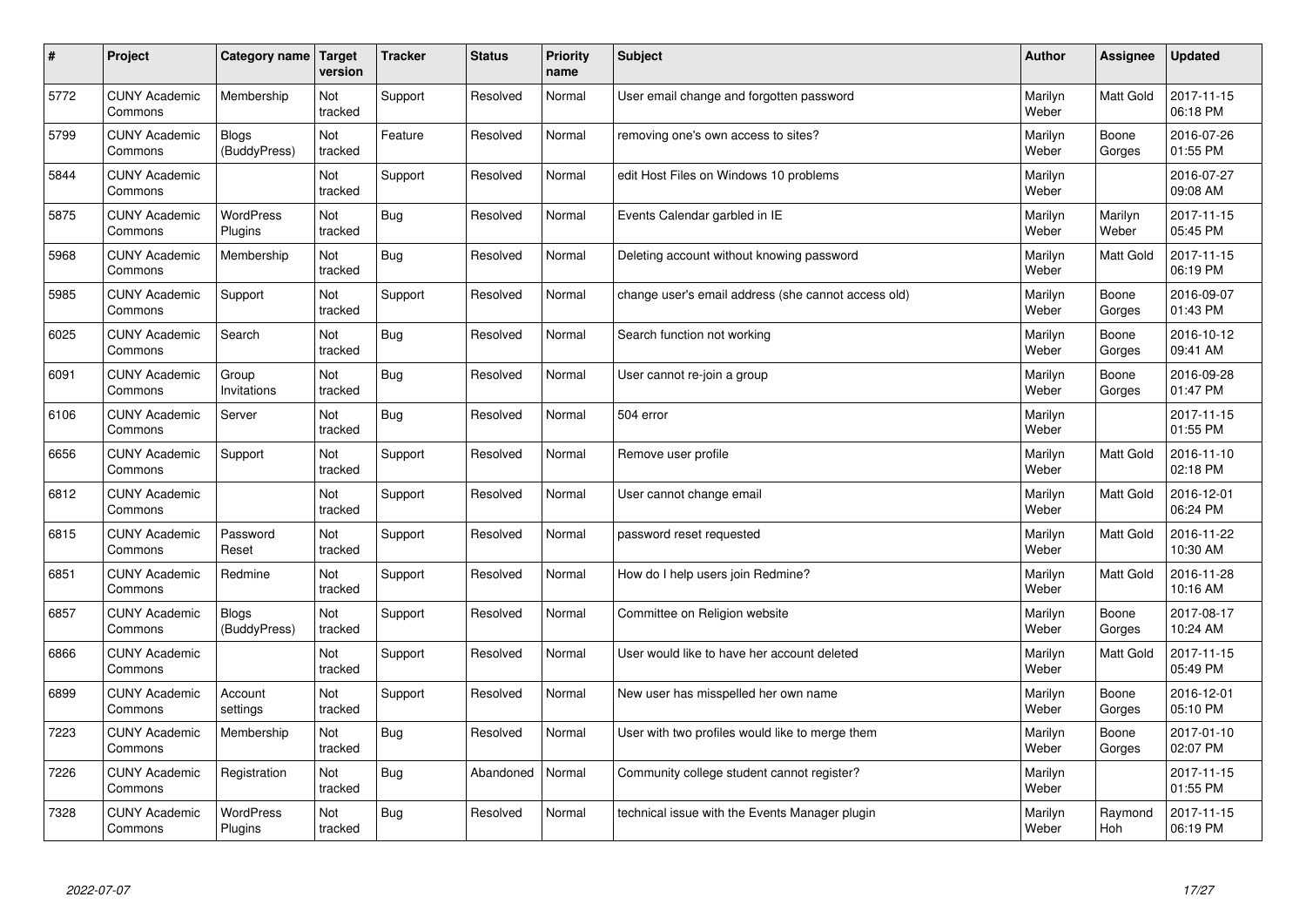| # | Project | Category name | Target version | Tracker | Status | Priority name | Subject | Author | Assignee | Updated |
|---|---|---|---|---|---|---|---|---|---|---|
| 5772 | CUNY Academic Commons | Membership | Not tracked | Support | Resolved | Normal | User email change and forgotten password | Marilyn Weber | Matt Gold | 2017-11-15 06:18 PM |
| 5799 | CUNY Academic Commons | Blogs (BuddyPress) | Not tracked | Feature | Resolved | Normal | removing one's own access to sites? | Marilyn Weber | Boone Gorges | 2016-07-26 01:55 PM |
| 5844 | CUNY Academic Commons | | Not tracked | Support | Resolved | Normal | edit Host Files on Windows 10 problems | Marilyn Weber | | 2016-07-27 09:08 AM |
| 5875 | CUNY Academic Commons | WordPress Plugins | Not tracked | Bug | Resolved | Normal | Events Calendar garbled in IE | Marilyn Weber | Marilyn Weber | 2017-11-15 05:45 PM |
| 5968 | CUNY Academic Commons | Membership | Not tracked | Bug | Resolved | Normal | Deleting account without knowing password | Marilyn Weber | Matt Gold | 2017-11-15 06:19 PM |
| 5985 | CUNY Academic Commons | Support | Not tracked | Support | Resolved | Normal | change user's email address (she cannot access old) | Marilyn Weber | Boone Gorges | 2016-09-07 01:43 PM |
| 6025 | CUNY Academic Commons | Search | Not tracked | Bug | Resolved | Normal | Search function not working | Marilyn Weber | Boone Gorges | 2016-10-12 09:41 AM |
| 6091 | CUNY Academic Commons | Group Invitations | Not tracked | Bug | Resolved | Normal | User cannot re-join a group | Marilyn Weber | Boone Gorges | 2016-09-28 01:47 PM |
| 6106 | CUNY Academic Commons | Server | Not tracked | Bug | Resolved | Normal | 504 error | Marilyn Weber | | 2017-11-15 01:55 PM |
| 6656 | CUNY Academic Commons | Support | Not tracked | Support | Resolved | Normal | Remove user profile | Marilyn Weber | Matt Gold | 2016-11-10 02:18 PM |
| 6812 | CUNY Academic Commons | | Not tracked | Support | Resolved | Normal | User cannot change email | Marilyn Weber | Matt Gold | 2016-12-01 06:24 PM |
| 6815 | CUNY Academic Commons | Password Reset | Not tracked | Support | Resolved | Normal | password reset requested | Marilyn Weber | Matt Gold | 2016-11-22 10:30 AM |
| 6851 | CUNY Academic Commons | Redmine | Not tracked | Support | Resolved | Normal | How do I help users join Redmine? | Marilyn Weber | Matt Gold | 2016-11-28 10:16 AM |
| 6857 | CUNY Academic Commons | Blogs (BuddyPress) | Not tracked | Support | Resolved | Normal | Committee on Religion website | Marilyn Weber | Boone Gorges | 2017-08-17 10:24 AM |
| 6866 | CUNY Academic Commons | | Not tracked | Support | Resolved | Normal | User would like to have her account deleted | Marilyn Weber | Matt Gold | 2017-11-15 05:49 PM |
| 6899 | CUNY Academic Commons | Account settings | Not tracked | Support | Resolved | Normal | New user has misspelled her own name | Marilyn Weber | Boone Gorges | 2016-12-01 05:10 PM |
| 7223 | CUNY Academic Commons | Membership | Not tracked | Bug | Resolved | Normal | User with two profiles would like to merge them | Marilyn Weber | Boone Gorges | 2017-01-10 02:07 PM |
| 7226 | CUNY Academic Commons | Registration | Not tracked | Bug | Abandoned | Normal | Community college student cannot register? | Marilyn Weber | | 2017-11-15 01:55 PM |
| 7328 | CUNY Academic Commons | WordPress Plugins | Not tracked | Bug | Resolved | Normal | technical issue with the Events Manager plugin | Marilyn Weber | Raymond Hoh | 2017-11-15 06:19 PM |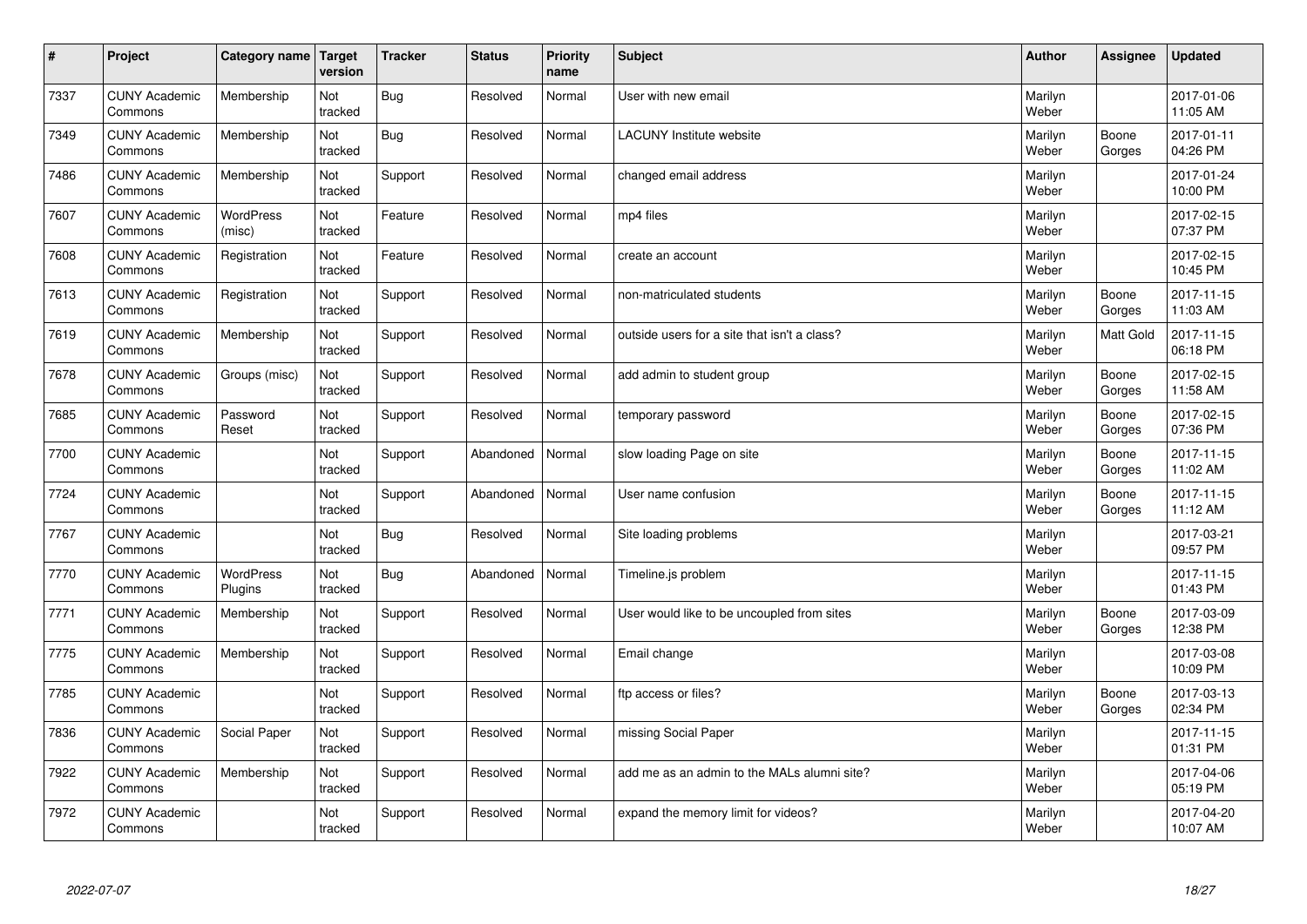| # | Project | Category name | Target version | Tracker | Status | Priority name | Subject | Author | Assignee | Updated |
|---|---|---|---|---|---|---|---|---|---|---|
| 7337 | CUNY Academic Commons | Membership | Not tracked | Bug | Resolved | Normal | User with new email | Marilyn Weber | | 2017-01-06 11:05 AM |
| 7349 | CUNY Academic Commons | Membership | Not tracked | Bug | Resolved | Normal | LACUNY Institute website | Marilyn Weber | Boone Gorges | 2017-01-11 04:26 PM |
| 7486 | CUNY Academic Commons | Membership | Not tracked | Support | Resolved | Normal | changed email address | Marilyn Weber | | 2017-01-24 10:00 PM |
| 7607 | CUNY Academic Commons | WordPress (misc) | Not tracked | Feature | Resolved | Normal | mp4 files | Marilyn Weber | | 2017-02-15 07:37 PM |
| 7608 | CUNY Academic Commons | Registration | Not tracked | Feature | Resolved | Normal | create an account | Marilyn Weber | | 2017-02-15 10:45 PM |
| 7613 | CUNY Academic Commons | Registration | Not tracked | Support | Resolved | Normal | non-matriculated students | Marilyn Weber | Boone Gorges | 2017-11-15 11:03 AM |
| 7619 | CUNY Academic Commons | Membership | Not tracked | Support | Resolved | Normal | outside users for a site that isn't a class? | Marilyn Weber | Matt Gold | 2017-11-15 06:18 PM |
| 7678 | CUNY Academic Commons | Groups (misc) | Not tracked | Support | Resolved | Normal | add admin to student group | Marilyn Weber | Boone Gorges | 2017-02-15 11:58 AM |
| 7685 | CUNY Academic Commons | Password Reset | Not tracked | Support | Resolved | Normal | temporary password | Marilyn Weber | Boone Gorges | 2017-02-15 07:36 PM |
| 7700 | CUNY Academic Commons | | Not tracked | Support | Abandoned | Normal | slow loading Page on site | Marilyn Weber | Boone Gorges | 2017-11-15 11:02 AM |
| 7724 | CUNY Academic Commons | | Not tracked | Support | Abandoned | Normal | User name confusion | Marilyn Weber | Boone Gorges | 2017-11-15 11:12 AM |
| 7767 | CUNY Academic Commons | | Not tracked | Bug | Resolved | Normal | Site loading problems | Marilyn Weber | | 2017-03-21 09:57 PM |
| 7770 | CUNY Academic Commons | WordPress Plugins | Not tracked | Bug | Abandoned | Normal | Timeline.js problem | Marilyn Weber | | 2017-11-15 01:43 PM |
| 7771 | CUNY Academic Commons | Membership | Not tracked | Support | Resolved | Normal | User would like to be uncoupled from sites | Marilyn Weber | Boone Gorges | 2017-03-09 12:38 PM |
| 7775 | CUNY Academic Commons | Membership | Not tracked | Support | Resolved | Normal | Email change | Marilyn Weber | | 2017-03-08 10:09 PM |
| 7785 | CUNY Academic Commons | | Not tracked | Support | Resolved | Normal | ftp access or files? | Marilyn Weber | Boone Gorges | 2017-03-13 02:34 PM |
| 7836 | CUNY Academic Commons | Social Paper | Not tracked | Support | Resolved | Normal | missing Social Paper | Marilyn Weber | | 2017-11-15 01:31 PM |
| 7922 | CUNY Academic Commons | Membership | Not tracked | Support | Resolved | Normal | add me as an admin to the MALs alumni site? | Marilyn Weber | | 2017-04-06 05:19 PM |
| 7972 | CUNY Academic Commons | | Not tracked | Support | Resolved | Normal | expand the memory limit for videos? | Marilyn Weber | | 2017-04-20 10:07 AM |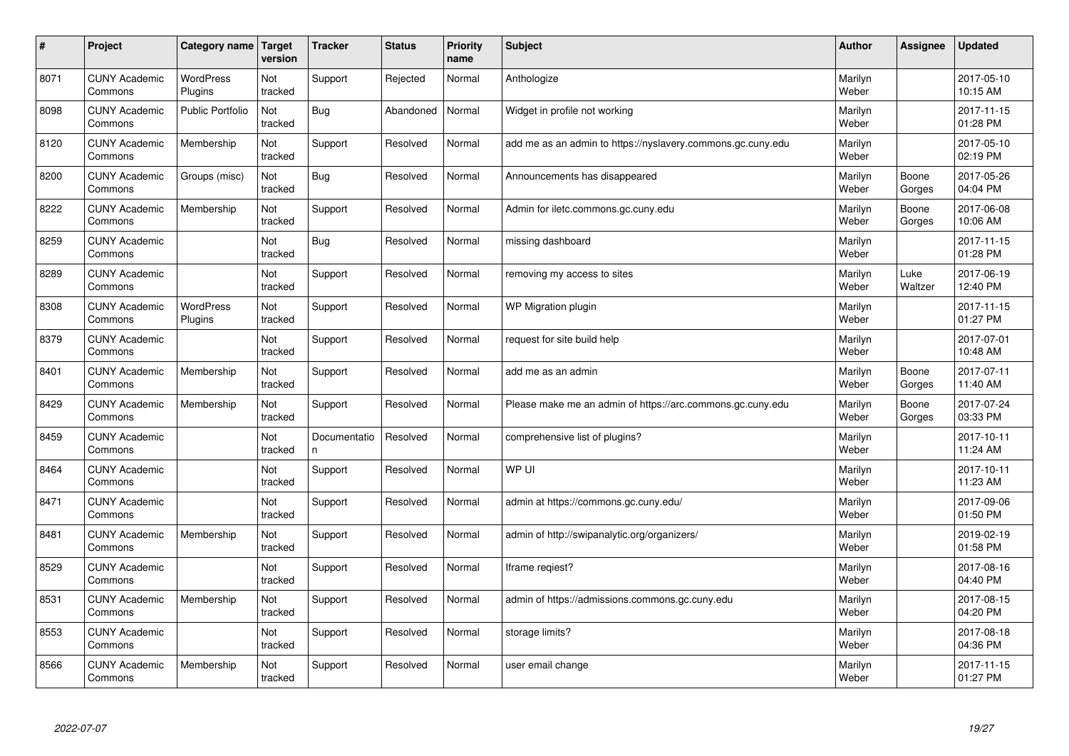| # | Project | Category name | Target version | Tracker | Status | Priority name | Subject | Author | Assignee | Updated |
|---|---|---|---|---|---|---|---|---|---|---|
| 8071 | CUNY Academic Commons | WordPress Plugins | Not tracked | Support | Rejected | Normal | Anthologize | Marilyn Weber | | 2017-05-10 10:15 AM |
| 8098 | CUNY Academic Commons | Public Portfolio | Not tracked | Bug | Abandoned | Normal | Widget in profile not working | Marilyn Weber | | 2017-11-15 01:28 PM |
| 8120 | CUNY Academic Commons | Membership | Not tracked | Support | Resolved | Normal | add me as an admin to https://nyslavery.commons.gc.cuny.edu | Marilyn Weber | | 2017-05-10 02:19 PM |
| 8200 | CUNY Academic Commons | Groups (misc) | Not tracked | Bug | Resolved | Normal | Announcements has disappeared | Marilyn Weber | Boone Gorges | 2017-05-26 04:04 PM |
| 8222 | CUNY Academic Commons | Membership | Not tracked | Support | Resolved | Normal | Admin for iletc.commons.gc.cuny.edu | Marilyn Weber | Boone Gorges | 2017-06-08 10:06 AM |
| 8259 | CUNY Academic Commons | | Not tracked | Bug | Resolved | Normal | missing dashboard | Marilyn Weber | | 2017-11-15 01:28 PM |
| 8289 | CUNY Academic Commons | | Not tracked | Support | Resolved | Normal | removing my access to sites | Marilyn Weber | Luke Waltzer | 2017-06-19 12:40 PM |
| 8308 | CUNY Academic Commons | WordPress Plugins | Not tracked | Support | Resolved | Normal | WP Migration plugin | Marilyn Weber | | 2017-11-15 01:27 PM |
| 8379 | CUNY Academic Commons | | Not tracked | Support | Resolved | Normal | request for site build help | Marilyn Weber | | 2017-07-01 10:48 AM |
| 8401 | CUNY Academic Commons | Membership | Not tracked | Support | Resolved | Normal | add me as an admin | Marilyn Weber | Boone Gorges | 2017-07-11 11:40 AM |
| 8429 | CUNY Academic Commons | Membership | Not tracked | Support | Resolved | Normal | Please make me an admin of https://arc.commons.gc.cuny.edu | Marilyn Weber | Boone Gorges | 2017-07-24 03:33 PM |
| 8459 | CUNY Academic Commons | | Not tracked | Documentation | Resolved | Normal | comprehensive list of plugins? | Marilyn Weber | | 2017-10-11 11:24 AM |
| 8464 | CUNY Academic Commons | | Not tracked | Support | Resolved | Normal | WP UI | Marilyn Weber | | 2017-10-11 11:23 AM |
| 8471 | CUNY Academic Commons | | Not tracked | Support | Resolved | Normal | admin at https://commons.gc.cuny.edu/ | Marilyn Weber | | 2017-09-06 01:50 PM |
| 8481 | CUNY Academic Commons | Membership | Not tracked | Support | Resolved | Normal | admin of http://swipanalytic.org/organizers/ | Marilyn Weber | | 2019-02-19 01:58 PM |
| 8529 | CUNY Academic Commons | | Not tracked | Support | Resolved | Normal | Iframe reqiest? | Marilyn Weber | | 2017-08-16 04:40 PM |
| 8531 | CUNY Academic Commons | Membership | Not tracked | Support | Resolved | Normal | admin of https://admissions.commons.gc.cuny.edu | Marilyn Weber | | 2017-08-15 04:20 PM |
| 8553 | CUNY Academic Commons | | Not tracked | Support | Resolved | Normal | storage limits? | Marilyn Weber | | 2017-08-18 04:36 PM |
| 8566 | CUNY Academic Commons | Membership | Not tracked | Support | Resolved | Normal | user email change | Marilyn Weber | | 2017-11-15 01:27 PM |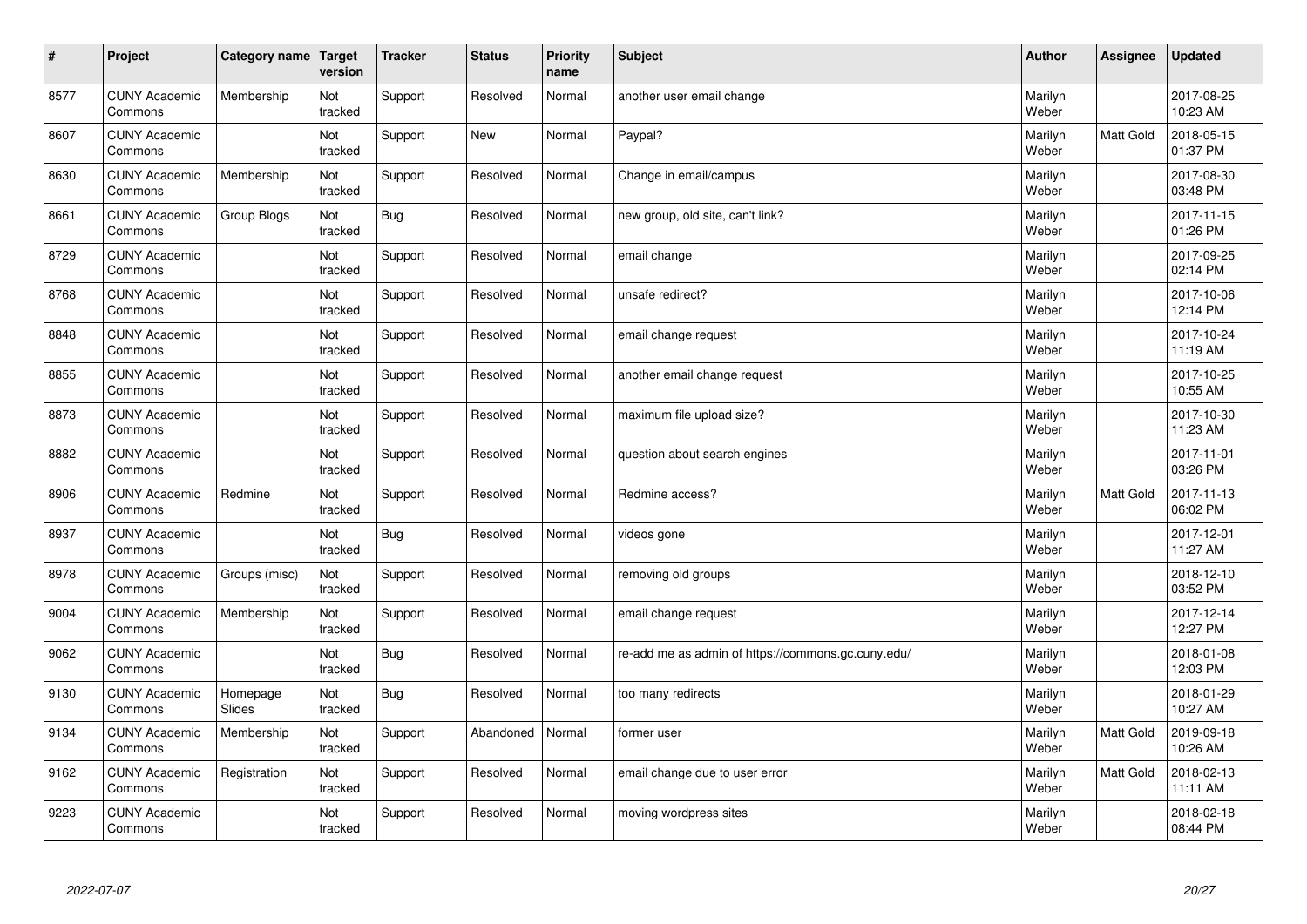| # | Project | Category name | Target version | Tracker | Status | Priority name | Subject | Author | Assignee | Updated |
|---|---|---|---|---|---|---|---|---|---|---|
| 8577 | CUNY Academic Commons | Membership | Not tracked | Support | Resolved | Normal | another user email change | Marilyn Weber | | 2017-08-25 10:23 AM |
| 8607 | CUNY Academic Commons | | Not tracked | Support | New | Normal | Paypal? | Marilyn Weber | Matt Gold | 2018-05-15 01:37 PM |
| 8630 | CUNY Academic Commons | Membership | Not tracked | Support | Resolved | Normal | Change in email/campus | Marilyn Weber | | 2017-08-30 03:48 PM |
| 8661 | CUNY Academic Commons | Group Blogs | Not tracked | Bug | Resolved | Normal | new group, old site, can't link? | Marilyn Weber | | 2017-11-15 01:26 PM |
| 8729 | CUNY Academic Commons | | Not tracked | Support | Resolved | Normal | email change | Marilyn Weber | | 2017-09-25 02:14 PM |
| 8768 | CUNY Academic Commons | | Not tracked | Support | Resolved | Normal | unsafe redirect? | Marilyn Weber | | 2017-10-06 12:14 PM |
| 8848 | CUNY Academic Commons | | Not tracked | Support | Resolved | Normal | email change request | Marilyn Weber | | 2017-10-24 11:19 AM |
| 8855 | CUNY Academic Commons | | Not tracked | Support | Resolved | Normal | another email change request | Marilyn Weber | | 2017-10-25 10:55 AM |
| 8873 | CUNY Academic Commons | | Not tracked | Support | Resolved | Normal | maximum file upload size? | Marilyn Weber | | 2017-10-30 11:23 AM |
| 8882 | CUNY Academic Commons | | Not tracked | Support | Resolved | Normal | question about search engines | Marilyn Weber | | 2017-11-01 03:26 PM |
| 8906 | CUNY Academic Commons | Redmine | Not tracked | Support | Resolved | Normal | Redmine access? | Marilyn Weber | Matt Gold | 2017-11-13 06:02 PM |
| 8937 | CUNY Academic Commons | | Not tracked | Bug | Resolved | Normal | videos gone | Marilyn Weber | | 2017-12-01 11:27 AM |
| 8978 | CUNY Academic Commons | Groups (misc) | Not tracked | Support | Resolved | Normal | removing old groups | Marilyn Weber | | 2018-12-10 03:52 PM |
| 9004 | CUNY Academic Commons | Membership | Not tracked | Support | Resolved | Normal | email change request | Marilyn Weber | | 2017-12-14 12:27 PM |
| 9062 | CUNY Academic Commons | | Not tracked | Bug | Resolved | Normal | re-add me as admin of https://commons.gc.cuny.edu/ | Marilyn Weber | | 2018-01-08 12:03 PM |
| 9130 | CUNY Academic Commons | Homepage Slides | Not tracked | Bug | Resolved | Normal | too many redirects | Marilyn Weber | | 2018-01-29 10:27 AM |
| 9134 | CUNY Academic Commons | Membership | Not tracked | Support | Abandoned | Normal | former user | Marilyn Weber | Matt Gold | 2019-09-18 10:26 AM |
| 9162 | CUNY Academic Commons | Registration | Not tracked | Support | Resolved | Normal | email change due to user error | Marilyn Weber | Matt Gold | 2018-02-13 11:11 AM |
| 9223 | CUNY Academic Commons | | Not tracked | Support | Resolved | Normal | moving wordpress sites | Marilyn Weber | | 2018-02-18 08:44 PM |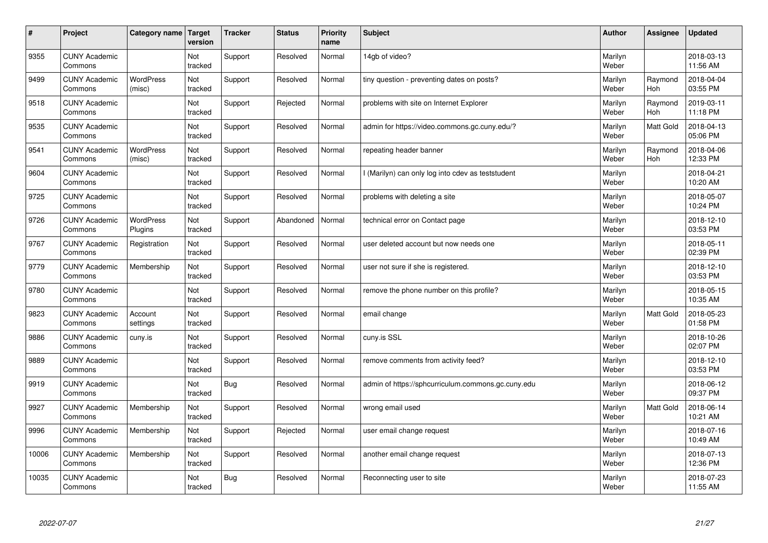| # | Project | Category name | Target version | Tracker | Status | Priority name | Subject | Author | Assignee | Updated |
|---|---|---|---|---|---|---|---|---|---|---|
| 9355 | CUNY Academic Commons | | Not tracked | Support | Resolved | Normal | 14gb of video? | Marilyn Weber | | 2018-03-13 11:56 AM |
| 9499 | CUNY Academic Commons | WordPress (misc) | Not tracked | Support | Resolved | Normal | tiny question - preventing dates on posts? | Marilyn Weber | Raymond Hoh | 2018-04-04 03:55 PM |
| 9518 | CUNY Academic Commons | | Not tracked | Support | Rejected | Normal | problems with site on Internet Explorer | Marilyn Weber | Raymond Hoh | 2019-03-11 11:18 PM |
| 9535 | CUNY Academic Commons | | Not tracked | Support | Resolved | Normal | admin for https://video.commons.gc.cuny.edu/? | Marilyn Weber | Matt Gold | 2018-04-13 05:06 PM |
| 9541 | CUNY Academic Commons | WordPress (misc) | Not tracked | Support | Resolved | Normal | repeating header banner | Marilyn Weber | Raymond Hoh | 2018-04-06 12:33 PM |
| 9604 | CUNY Academic Commons | | Not tracked | Support | Resolved | Normal | I (Marilyn) can only log into cdev as teststudent | Marilyn Weber | | 2018-04-21 10:20 AM |
| 9725 | CUNY Academic Commons | | Not tracked | Support | Resolved | Normal | problems with deleting a site | Marilyn Weber | | 2018-05-07 10:24 PM |
| 9726 | CUNY Academic Commons | WordPress Plugins | Not tracked | Support | Abandoned | Normal | technical error on Contact page | Marilyn Weber | | 2018-12-10 03:53 PM |
| 9767 | CUNY Academic Commons | Registration | Not tracked | Support | Resolved | Normal | user deleted account but now needs one | Marilyn Weber | | 2018-05-11 02:39 PM |
| 9779 | CUNY Academic Commons | Membership | Not tracked | Support | Resolved | Normal | user not sure if she is registered. | Marilyn Weber | | 2018-12-10 03:53 PM |
| 9780 | CUNY Academic Commons | | Not tracked | Support | Resolved | Normal | remove the phone number on this profile? | Marilyn Weber | | 2018-05-15 10:35 AM |
| 9823 | CUNY Academic Commons | Account settings | Not tracked | Support | Resolved | Normal | email change | Marilyn Weber | Matt Gold | 2018-05-23 01:58 PM |
| 9886 | CUNY Academic Commons | cuny.is | Not tracked | Support | Resolved | Normal | cuny.is SSL | Marilyn Weber | | 2018-10-26 02:07 PM |
| 9889 | CUNY Academic Commons | | Not tracked | Support | Resolved | Normal | remove comments from activity feed? | Marilyn Weber | | 2018-12-10 03:53 PM |
| 9919 | CUNY Academic Commons | | Not tracked | Bug | Resolved | Normal | admin of https://sphcurriculum.commons.gc.cuny.edu | Marilyn Weber | | 2018-06-12 09:37 PM |
| 9927 | CUNY Academic Commons | Membership | Not tracked | Support | Resolved | Normal | wrong email used | Marilyn Weber | Matt Gold | 2018-06-14 10:21 AM |
| 9996 | CUNY Academic Commons | Membership | Not tracked | Support | Rejected | Normal | user email change request | Marilyn Weber | | 2018-07-16 10:49 AM |
| 10006 | CUNY Academic Commons | Membership | Not tracked | Support | Resolved | Normal | another email change request | Marilyn Weber | | 2018-07-13 12:36 PM |
| 10035 | CUNY Academic Commons | | Not tracked | Bug | Resolved | Normal | Reconnecting user to site | Marilyn Weber | | 2018-07-23 11:55 AM |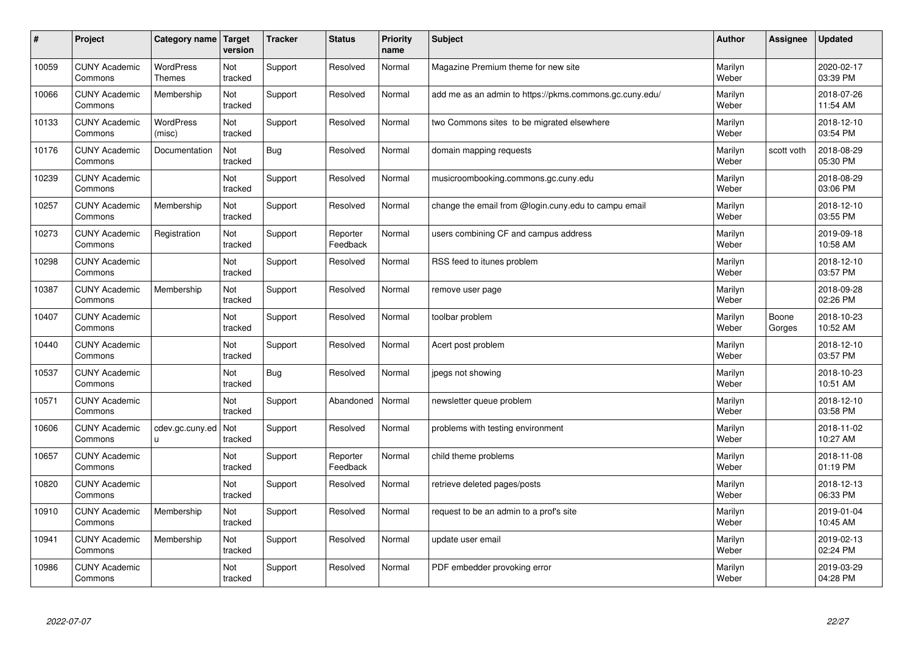| # | Project | Category name | Target version | Tracker | Status | Priority name | Subject | Author | Assignee | Updated |
|---|---|---|---|---|---|---|---|---|---|---|
| 10059 | CUNY Academic Commons | WordPress Themes | Not tracked | Support | Resolved | Normal | Magazine Premium theme for new site | Marilyn Weber | | 2020-02-17 03:39 PM |
| 10066 | CUNY Academic Commons | Membership | Not tracked | Support | Resolved | Normal | add me as an admin to https://pkms.commons.gc.cuny.edu/ | Marilyn Weber | | 2018-07-26 11:54 AM |
| 10133 | CUNY Academic Commons | WordPress (misc) | Not tracked | Support | Resolved | Normal | two Commons sites to be migrated elsewhere | Marilyn Weber | | 2018-12-10 03:54 PM |
| 10176 | CUNY Academic Commons | Documentation | Not tracked | Bug | Resolved | Normal | domain mapping requests | Marilyn Weber | scott voth | 2018-08-29 05:30 PM |
| 10239 | CUNY Academic Commons | | Not tracked | Support | Resolved | Normal | musicroombooking.commons.gc.cuny.edu | Marilyn Weber | | 2018-08-29 03:06 PM |
| 10257 | CUNY Academic Commons | Membership | Not tracked | Support | Resolved | Normal | change the email from @login.cuny.edu to campu email | Marilyn Weber | | 2018-12-10 03:55 PM |
| 10273 | CUNY Academic Commons | Registration | Not tracked | Support | Reporter Feedback | Normal | users combining CF and campus address | Marilyn Weber | | 2019-09-18 10:58 AM |
| 10298 | CUNY Academic Commons | | Not tracked | Support | Resolved | Normal | RSS feed to itunes problem | Marilyn Weber | | 2018-12-10 03:57 PM |
| 10387 | CUNY Academic Commons | Membership | Not tracked | Support | Resolved | Normal | remove user page | Marilyn Weber | | 2018-09-28 02:26 PM |
| 10407 | CUNY Academic Commons | | Not tracked | Support | Resolved | Normal | toolbar problem | Marilyn Weber | Boone Gorges | 2018-10-23 10:52 AM |
| 10440 | CUNY Academic Commons | | Not tracked | Support | Resolved | Normal | Acert post problem | Marilyn Weber | | 2018-12-10 03:57 PM |
| 10537 | CUNY Academic Commons | | Not tracked | Bug | Resolved | Normal | jpegs not showing | Marilyn Weber | | 2018-10-23 10:51 AM |
| 10571 | CUNY Academic Commons | | Not tracked | Support | Abandoned | Normal | newsletter queue problem | Marilyn Weber | | 2018-12-10 03:58 PM |
| 10606 | CUNY Academic Commons | cdev.gc.cuny.edu | Not tracked | Support | Resolved | Normal | problems with testing environment | Marilyn Weber | | 2018-11-02 10:27 AM |
| 10657 | CUNY Academic Commons | | Not tracked | Support | Reporter Feedback | Normal | child theme problems | Marilyn Weber | | 2018-11-08 01:19 PM |
| 10820 | CUNY Academic Commons | | Not tracked | Support | Resolved | Normal | retrieve deleted pages/posts | Marilyn Weber | | 2018-12-13 06:33 PM |
| 10910 | CUNY Academic Commons | Membership | Not tracked | Support | Resolved | Normal | request to be an admin to a prof's site | Marilyn Weber | | 2019-01-04 10:45 AM |
| 10941 | CUNY Academic Commons | Membership | Not tracked | Support | Resolved | Normal | update user email | Marilyn Weber | | 2019-02-13 02:24 PM |
| 10986 | CUNY Academic Commons | | Not tracked | Support | Resolved | Normal | PDF embedder provoking error | Marilyn Weber | | 2019-03-29 04:28 PM |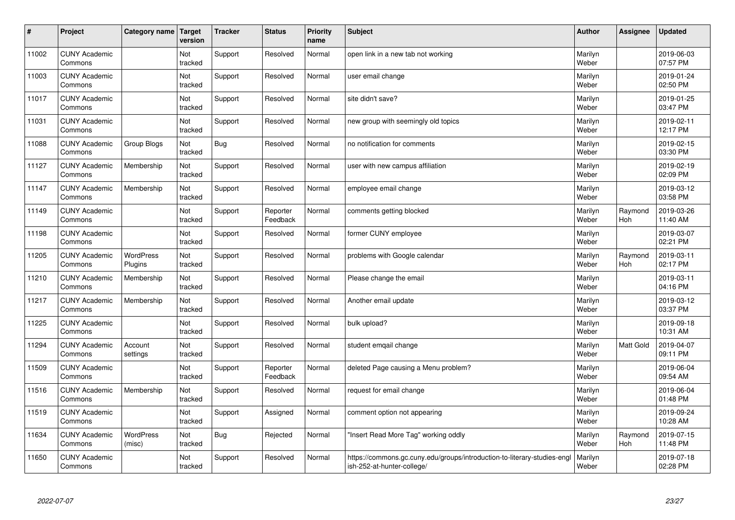| # | Project | Category name | Target version | Tracker | Status | Priority name | Subject | Author | Assignee | Updated |
|---|---|---|---|---|---|---|---|---|---|---|
| 11002 | CUNY Academic Commons | | Not tracked | Support | Resolved | Normal | open link in a new tab not working | Marilyn Weber | | 2019-06-03 07:57 PM |
| 11003 | CUNY Academic Commons | | Not tracked | Support | Resolved | Normal | user email change | Marilyn Weber | | 2019-01-24 02:50 PM |
| 11017 | CUNY Academic Commons | | Not tracked | Support | Resolved | Normal | site didn't save? | Marilyn Weber | | 2019-01-25 03:47 PM |
| 11031 | CUNY Academic Commons | | Not tracked | Support | Resolved | Normal | new group with seemingly old topics | Marilyn Weber | | 2019-02-11 12:17 PM |
| 11088 | CUNY Academic Commons | Group Blogs | Not tracked | Bug | Resolved | Normal | no notification for comments | Marilyn Weber | | 2019-02-15 03:30 PM |
| 11127 | CUNY Academic Commons | Membership | Not tracked | Support | Resolved | Normal | user with new campus affiliation | Marilyn Weber | | 2019-02-19 02:09 PM |
| 11147 | CUNY Academic Commons | Membership | Not tracked | Support | Resolved | Normal | employee email change | Marilyn Weber | | 2019-03-12 03:58 PM |
| 11149 | CUNY Academic Commons | | Not tracked | Support | Reporter Feedback | Normal | comments getting blocked | Marilyn Weber | Raymond Hoh | 2019-03-26 11:40 AM |
| 11198 | CUNY Academic Commons | | Not tracked | Support | Resolved | Normal | former CUNY employee | Marilyn Weber | | 2019-03-07 02:21 PM |
| 11205 | CUNY Academic Commons | WordPress Plugins | Not tracked | Support | Resolved | Normal | problems with Google calendar | Marilyn Weber | Raymond Hoh | 2019-03-11 02:17 PM |
| 11210 | CUNY Academic Commons | Membership | Not tracked | Support | Resolved | Normal | Please change the email | Marilyn Weber | | 2019-03-11 04:16 PM |
| 11217 | CUNY Academic Commons | Membership | Not tracked | Support | Resolved | Normal | Another email update | Marilyn Weber | | 2019-03-12 03:37 PM |
| 11225 | CUNY Academic Commons | | Not tracked | Support | Resolved | Normal | bulk upload? | Marilyn Weber | | 2019-09-18 10:31 AM |
| 11294 | CUNY Academic Commons | Account settings | Not tracked | Support | Resolved | Normal | student emqail change | Marilyn Weber | Matt Gold | 2019-04-07 09:11 PM |
| 11509 | CUNY Academic Commons | | Not tracked | Support | Reporter Feedback | Normal | deleted Page causing a Menu problem? | Marilyn Weber | | 2019-06-04 09:54 AM |
| 11516 | CUNY Academic Commons | Membership | Not tracked | Support | Resolved | Normal | request for email change | Marilyn Weber | | 2019-06-04 01:48 PM |
| 11519 | CUNY Academic Commons | | Not tracked | Support | Assigned | Normal | comment option not appearing | Marilyn Weber | | 2019-09-24 10:28 AM |
| 11634 | CUNY Academic Commons | WordPress (misc) | Not tracked | Bug | Rejected | Normal | "Insert Read More Tag" working oddly | Marilyn Weber | Raymond Hoh | 2019-07-15 11:48 PM |
| 11650 | CUNY Academic Commons | | Not tracked | Support | Resolved | Normal | https://commons.gc.cuny.edu/groups/introduction-to-literary-studies-english-252-at-hunter-college/ | Marilyn Weber | | 2019-07-18 02:28 PM |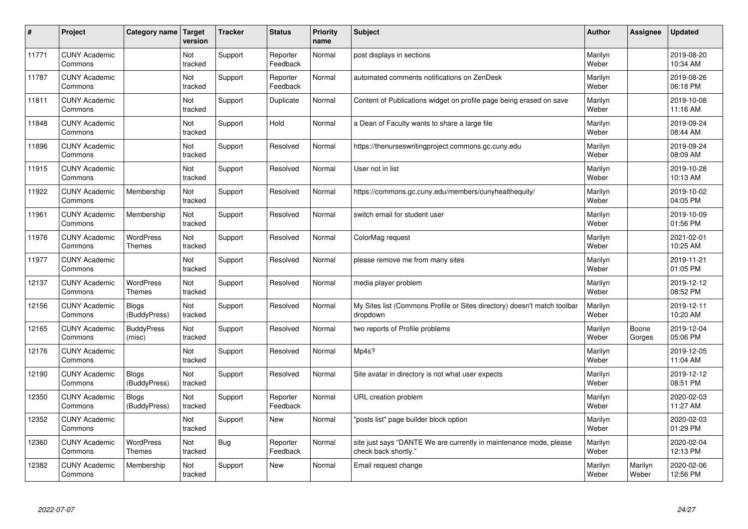| # | Project | Category name | Target version | Tracker | Status | Priority name | Subject | Author | Assignee | Updated |
|---|---|---|---|---|---|---|---|---|---|---|
| 11771 | CUNY Academic Commons | | Not tracked | Support | Reporter Feedback | Normal | post displays in sections | Marilyn Weber | | 2019-08-20 10:34 AM |
| 11787 | CUNY Academic Commons | | Not tracked | Support | Reporter Feedback | Normal | automated comments notifications on ZenDesk | Marilyn Weber | | 2019-08-26 06:18 PM |
| 11811 | CUNY Academic Commons | | Not tracked | Support | Duplicate | Normal | Content of Publications widget on profile page being erased on save | Marilyn Weber | | 2019-10-08 11:16 AM |
| 11848 | CUNY Academic Commons | | Not tracked | Support | Hold | Normal | a Dean of Faculty wants to share a large file | Marilyn Weber | | 2019-09-24 08:44 AM |
| 11896 | CUNY Academic Commons | | Not tracked | Support | Resolved | Normal | https://thenurseswritingproject.commons.gc.cuny.edu | Marilyn Weber | | 2019-09-24 08:09 AM |
| 11915 | CUNY Academic Commons | | Not tracked | Support | Resolved | Normal | User not in list | Marilyn Weber | | 2019-10-28 10:13 AM |
| 11922 | CUNY Academic Commons | Membership | Not tracked | Support | Resolved | Normal | https://commons.gc.cuny.edu/members/cunyhealthequity/ | Marilyn Weber | | 2019-10-02 04:05 PM |
| 11961 | CUNY Academic Commons | Membership | Not tracked | Support | Resolved | Normal | switch email for student user | Marilyn Weber | | 2019-10-09 01:56 PM |
| 11976 | CUNY Academic Commons | WordPress Themes | Not tracked | Support | Resolved | Normal | ColorMag request | Marilyn Weber | | 2021-02-01 10:25 AM |
| 11977 | CUNY Academic Commons | | Not tracked | Support | Resolved | Normal | please remove me from many sites | Marilyn Weber | | 2019-11-21 01:05 PM |
| 12137 | CUNY Academic Commons | WordPress Themes | Not tracked | Support | Resolved | Normal | media player problem | Marilyn Weber | | 2019-12-12 08:52 PM |
| 12156 | CUNY Academic Commons | Blogs (BuddyPress) | Not tracked | Support | Resolved | Normal | My Sites list (Commons Profile or Sites directory) doesn't match toolbar dropdown | Marilyn Weber | | 2019-12-11 10:20 AM |
| 12165 | CUNY Academic Commons | BuddyPress (misc) | Not tracked | Support | Resolved | Normal | two reports of Profile problems | Marilyn Weber | Boone Gorges | 2019-12-04 05:06 PM |
| 12176 | CUNY Academic Commons | | Not tracked | Support | Resolved | Normal | Mp4s? | Marilyn Weber | | 2019-12-05 11:04 AM |
| 12190 | CUNY Academic Commons | Blogs (BuddyPress) | Not tracked | Support | Resolved | Normal | Site avatar in directory is not what user expects | Marilyn Weber | | 2019-12-12 08:51 PM |
| 12350 | CUNY Academic Commons | Blogs (BuddyPress) | Not tracked | Support | Reporter Feedback | Normal | URL creation problem | Marilyn Weber | | 2020-02-03 11:27 AM |
| 12352 | CUNY Academic Commons | | Not tracked | Support | New | Normal | "posts list" page builder block option | Marilyn Weber | | 2020-02-03 01:29 PM |
| 12360 | CUNY Academic Commons | WordPress Themes | Not tracked | Bug | Reporter Feedback | Normal | site just says "DANTE We are currently in maintenance mode, please check back shortly." | Marilyn Weber | | 2020-02-04 12:13 PM |
| 12382 | CUNY Academic Commons | Membership | Not tracked | Support | New | Normal | Email request change | Marilyn Weber | Marilyn Weber | 2020-02-06 12:56 PM |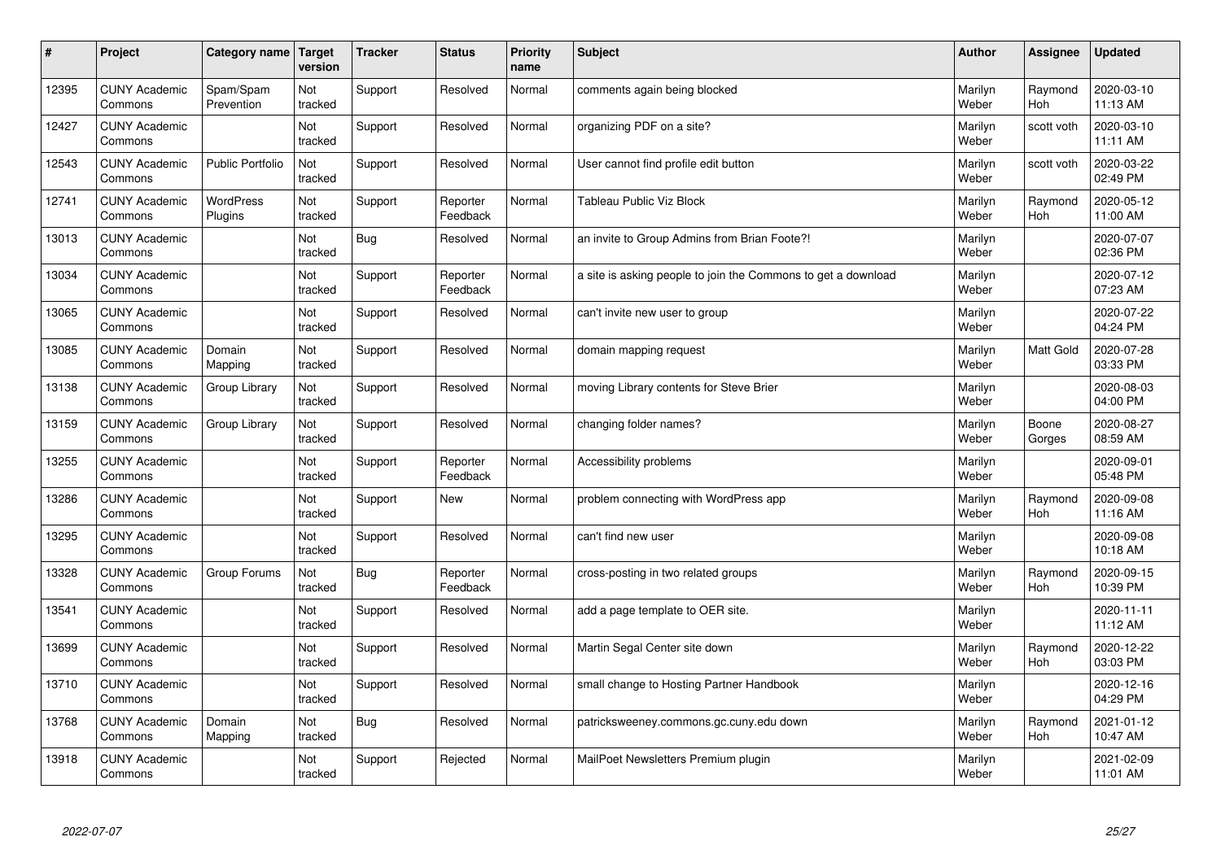| # | Project | Category name | Target version | Tracker | Status | Priority name | Subject | Author | Assignee | Updated |
|---|---|---|---|---|---|---|---|---|---|---|
| 12395 | CUNY Academic Commons | Spam/Spam Prevention | Not tracked | Support | Resolved | Normal | comments again being blocked | Marilyn Weber | Raymond Hoh | 2020-03-10 11:13 AM |
| 12427 | CUNY Academic Commons | | Not tracked | Support | Resolved | Normal | organizing PDF on a site? | Marilyn Weber | scott voth | 2020-03-10 11:11 AM |
| 12543 | CUNY Academic Commons | Public Portfolio | Not tracked | Support | Resolved | Normal | User cannot find profile edit button | Marilyn Weber | scott voth | 2020-03-22 02:49 PM |
| 12741 | CUNY Academic Commons | WordPress Plugins | Not tracked | Support | Reporter Feedback | Normal | Tableau Public Viz Block | Marilyn Weber | Raymond Hoh | 2020-05-12 11:00 AM |
| 13013 | CUNY Academic Commons | | Not tracked | Bug | Resolved | Normal | an invite to Group Admins from Brian Foote?! | Marilyn Weber | | 2020-07-07 02:36 PM |
| 13034 | CUNY Academic Commons | | Not tracked | Support | Reporter Feedback | Normal | a site is asking people to join the Commons to get a download | Marilyn Weber | | 2020-07-12 07:23 AM |
| 13065 | CUNY Academic Commons | | Not tracked | Support | Resolved | Normal | can't invite new user to group | Marilyn Weber | | 2020-07-22 04:24 PM |
| 13085 | CUNY Academic Commons | Domain Mapping | Not tracked | Support | Resolved | Normal | domain mapping request | Marilyn Weber | Matt Gold | 2020-07-28 03:33 PM |
| 13138 | CUNY Academic Commons | Group Library | Not tracked | Support | Resolved | Normal | moving Library contents for Steve Brier | Marilyn Weber | | 2020-08-03 04:00 PM |
| 13159 | CUNY Academic Commons | Group Library | Not tracked | Support | Resolved | Normal | changing folder names? | Marilyn Weber | Boone Gorges | 2020-08-27 08:59 AM |
| 13255 | CUNY Academic Commons | | Not tracked | Support | Reporter Feedback | Normal | Accessibility problems | Marilyn Weber | | 2020-09-01 05:48 PM |
| 13286 | CUNY Academic Commons | | Not tracked | Support | New | Normal | problem connecting with WordPress app | Marilyn Weber | Raymond Hoh | 2020-09-08 11:16 AM |
| 13295 | CUNY Academic Commons | | Not tracked | Support | Resolved | Normal | can't find new user | Marilyn Weber | | 2020-09-08 10:18 AM |
| 13328 | CUNY Academic Commons | Group Forums | Not tracked | Bug | Reporter Feedback | Normal | cross-posting in two related groups | Marilyn Weber | Raymond Hoh | 2020-09-15 10:39 PM |
| 13541 | CUNY Academic Commons | | Not tracked | Support | Resolved | Normal | add a page template to OER site. | Marilyn Weber | | 2020-11-11 11:12 AM |
| 13699 | CUNY Academic Commons | | Not tracked | Support | Resolved | Normal | Martin Segal Center site down | Marilyn Weber | Raymond Hoh | 2020-12-22 03:03 PM |
| 13710 | CUNY Academic Commons | | Not tracked | Support | Resolved | Normal | small change to Hosting Partner Handbook | Marilyn Weber | | 2020-12-16 04:29 PM |
| 13768 | CUNY Academic Commons | Domain Mapping | Not tracked | Bug | Resolved | Normal | patricksweeney.commons.gc.cuny.edu down | Marilyn Weber | Raymond Hoh | 2021-01-12 10:47 AM |
| 13918 | CUNY Academic Commons | | Not tracked | Support | Rejected | Normal | MailPoet Newsletters Premium plugin | Marilyn Weber | | 2021-02-09 11:01 AM |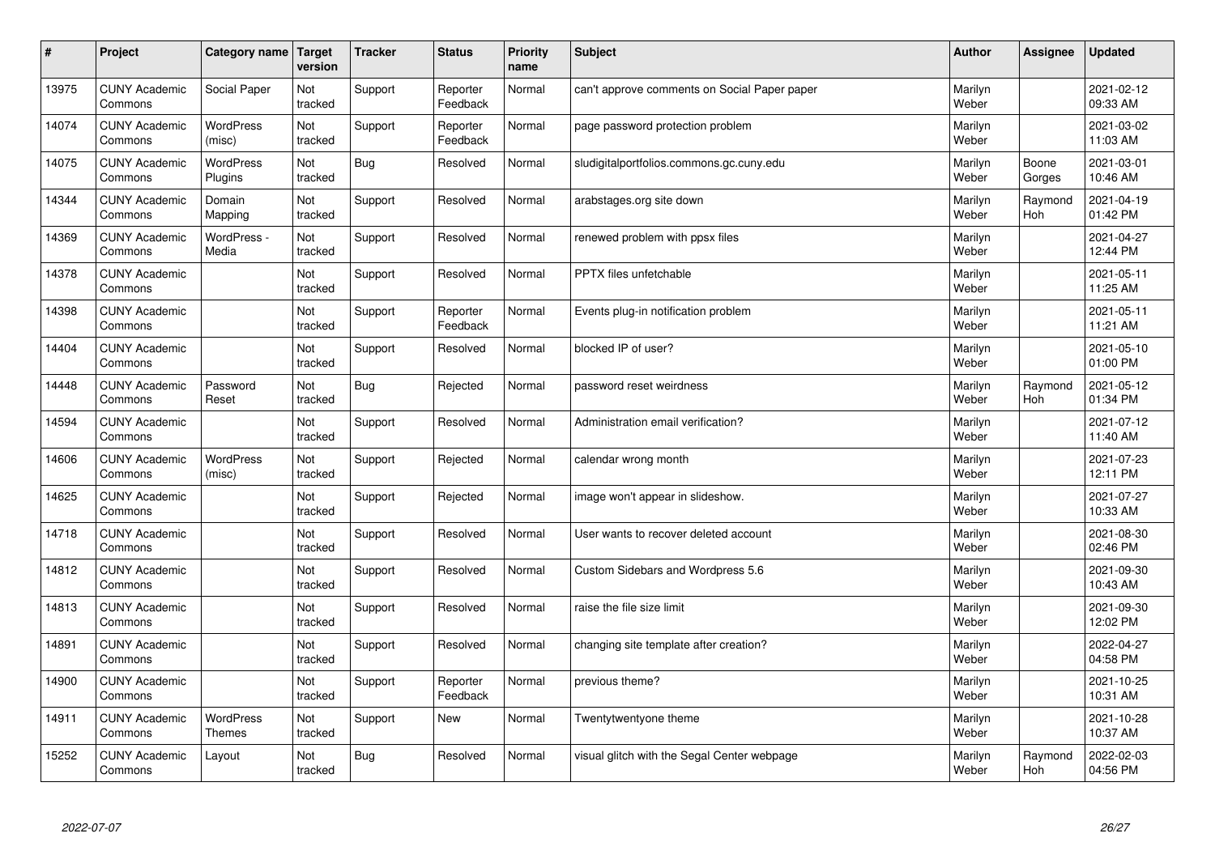| # | Project | Category name | Target version | Tracker | Status | Priority name | Subject | Author | Assignee | Updated |
|---|---|---|---|---|---|---|---|---|---|---|
| 13975 | CUNY Academic Commons | Social Paper | Not tracked | Support | Reporter Feedback | Normal | can't approve comments on Social Paper paper | Marilyn Weber | | 2021-02-12 09:33 AM |
| 14074 | CUNY Academic Commons | WordPress (misc) | Not tracked | Support | Reporter Feedback | Normal | page password protection problem | Marilyn Weber | | 2021-03-02 11:03 AM |
| 14075 | CUNY Academic Commons | WordPress Plugins | Not tracked | Bug | Resolved | Normal | sludigitalportfolios.commons.gc.cuny.edu | Marilyn Weber | Boone Gorges | 2021-03-01 10:46 AM |
| 14344 | CUNY Academic Commons | Domain Mapping | Not tracked | Support | Resolved | Normal | arabstages.org site down | Marilyn Weber | Raymond Hoh | 2021-04-19 01:42 PM |
| 14369 | CUNY Academic Commons | WordPress - Media | Not tracked | Support | Resolved | Normal | renewed problem with ppsx files | Marilyn Weber | | 2021-04-27 12:44 PM |
| 14378 | CUNY Academic Commons | | Not tracked | Support | Resolved | Normal | PPTX files unfetchable | Marilyn Weber | | 2021-05-11 11:25 AM |
| 14398 | CUNY Academic Commons | | Not tracked | Support | Reporter Feedback | Normal | Events plug-in notification problem | Marilyn Weber | | 2021-05-11 11:21 AM |
| 14404 | CUNY Academic Commons | | Not tracked | Support | Resolved | Normal | blocked IP of user? | Marilyn Weber | | 2021-05-10 01:00 PM |
| 14448 | CUNY Academic Commons | Password Reset | Not tracked | Bug | Rejected | Normal | password reset weirdness | Marilyn Weber | Raymond Hoh | 2021-05-12 01:34 PM |
| 14594 | CUNY Academic Commons | | Not tracked | Support | Resolved | Normal | Administration email verification? | Marilyn Weber | | 2021-07-12 11:40 AM |
| 14606 | CUNY Academic Commons | WordPress (misc) | Not tracked | Support | Rejected | Normal | calendar wrong month | Marilyn Weber | | 2021-07-23 12:11 PM |
| 14625 | CUNY Academic Commons | | Not tracked | Support | Rejected | Normal | image won't appear in slideshow. | Marilyn Weber | | 2021-07-27 10:33 AM |
| 14718 | CUNY Academic Commons | | Not tracked | Support | Resolved | Normal | User wants to recover deleted account | Marilyn Weber | | 2021-08-30 02:46 PM |
| 14812 | CUNY Academic Commons | | Not tracked | Support | Resolved | Normal | Custom Sidebars and Wordpress 5.6 | Marilyn Weber | | 2021-09-30 10:43 AM |
| 14813 | CUNY Academic Commons | | Not tracked | Support | Resolved | Normal | raise the file size limit | Marilyn Weber | | 2021-09-30 12:02 PM |
| 14891 | CUNY Academic Commons | | Not tracked | Support | Resolved | Normal | changing site template after creation? | Marilyn Weber | | 2022-04-27 04:58 PM |
| 14900 | CUNY Academic Commons | | Not tracked | Support | Reporter Feedback | Normal | previous theme? | Marilyn Weber | | 2021-10-25 10:31 AM |
| 14911 | CUNY Academic Commons | WordPress Themes | Not tracked | Support | New | Normal | Twentytwentyone theme | Marilyn Weber | | 2021-10-28 10:37 AM |
| 15252 | CUNY Academic Commons | Layout | Not tracked | Bug | Resolved | Normal | visual glitch with the Segal Center webpage | Marilyn Weber | Raymond Hoh | 2022-02-03 04:56 PM |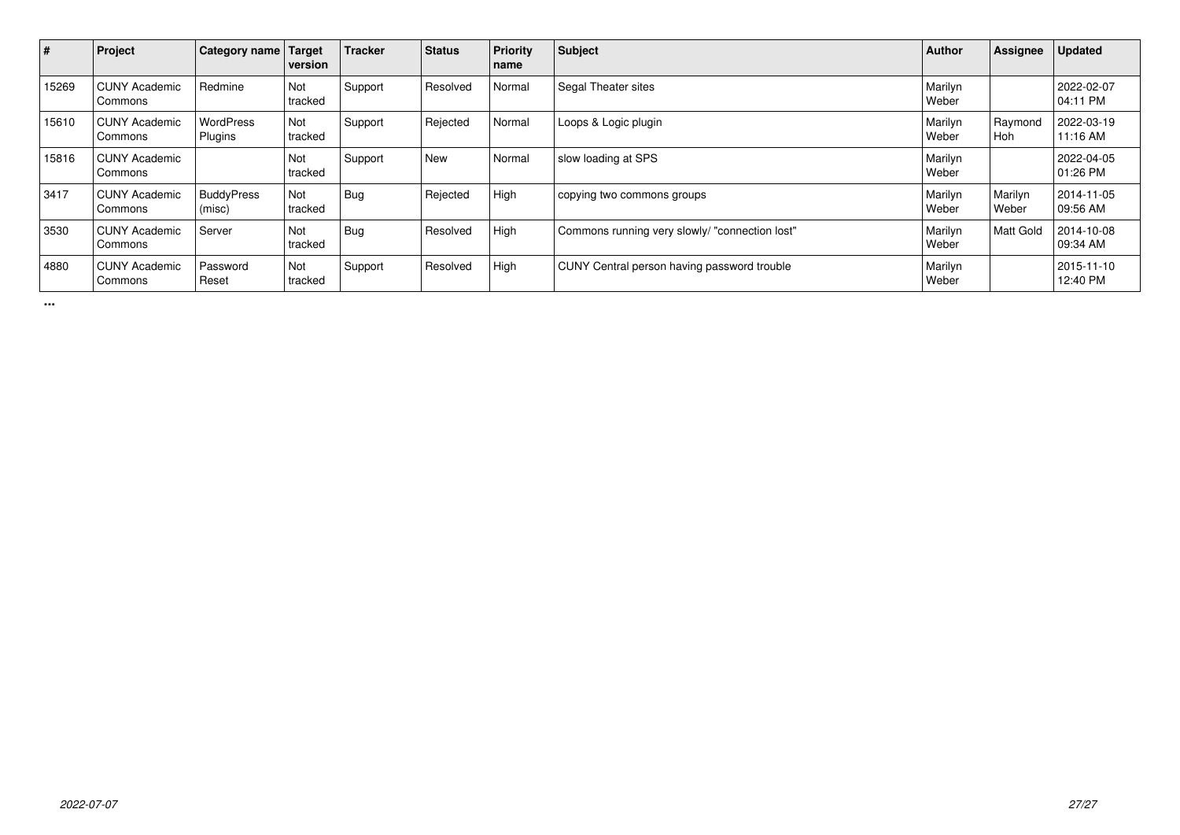| # | Project | Category name | Target version | Tracker | Status | Priority name | Subject | Author | Assignee | Updated |
|---|---|---|---|---|---|---|---|---|---|---|
| 15269 | CUNY Academic Commons | Redmine | Not tracked | Support | Resolved | Normal | Segal Theater sites | Marilyn Weber | | 2022-02-07 04:11 PM |
| 15610 | CUNY Academic Commons | WordPress Plugins | Not tracked | Support | Rejected | Normal | Loops & Logic plugin | Marilyn Weber | Raymond Hoh | 2022-03-19 11:16 AM |
| 15816 | CUNY Academic Commons | | Not tracked | Support | New | Normal | slow loading at SPS | Marilyn Weber | | 2022-04-05 01:26 PM |
| 3417 | CUNY Academic Commons | BuddyPress (misc) | Not tracked | Bug | Rejected | High | copying two commons groups | Marilyn Weber | Marilyn Weber | 2014-11-05 09:56 AM |
| 3530 | CUNY Academic Commons | Server | Not tracked | Bug | Resolved | High | Commons running very slowly/ "connection lost" | Marilyn Weber | Matt Gold | 2014-10-08 09:34 AM |
| 4880 | CUNY Academic Commons | Password Reset | Not tracked | Support | Resolved | High | CUNY Central person having password trouble | Marilyn Weber | | 2015-11-10 12:40 PM |

...